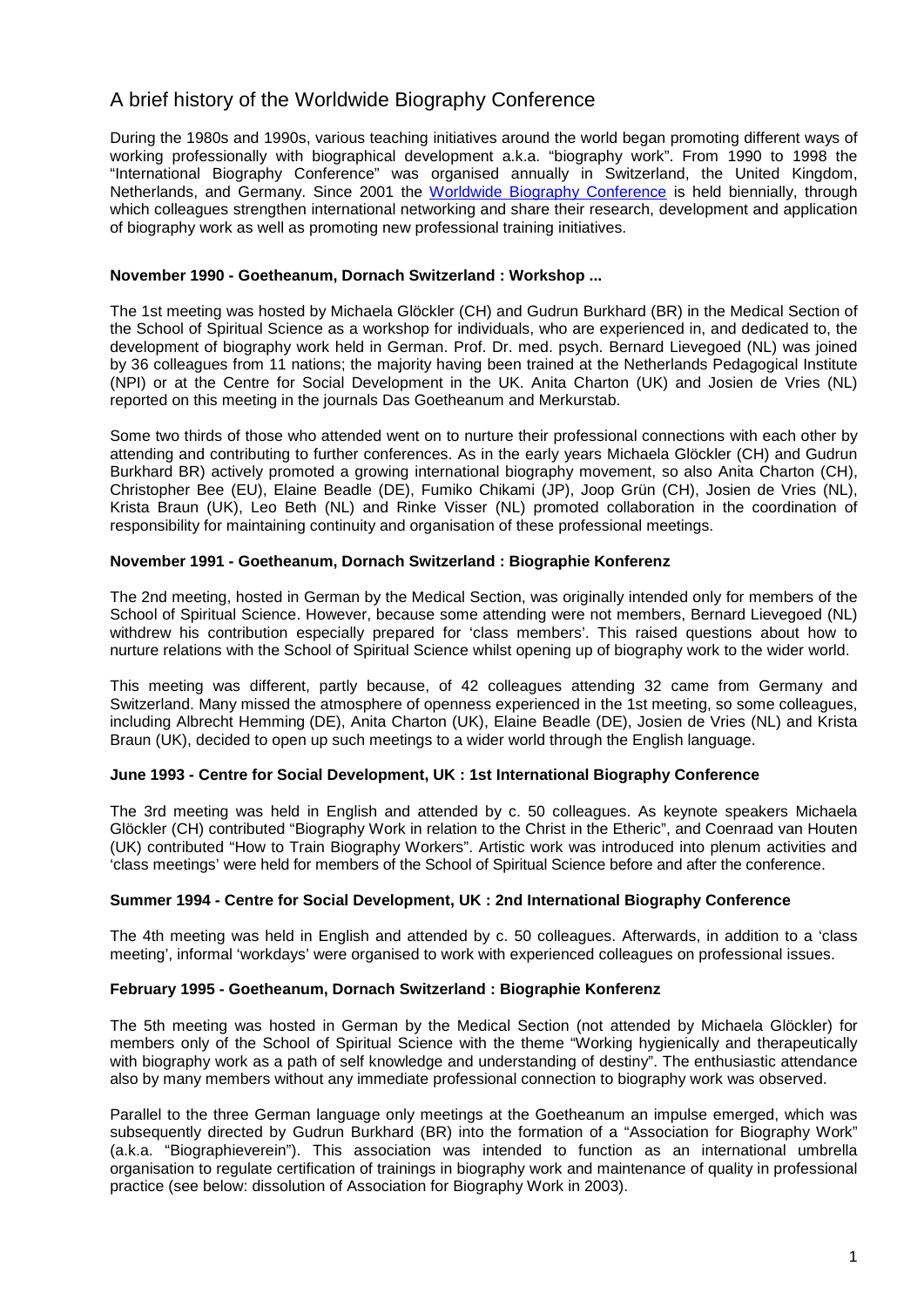# A brief history of the Worldwide Biography Conference

During the 1980s and 1990s, various teaching initiatives around the world began promoting different ways of working professionally with biographical development a.k.a. "biography work". From 1990 to 1998 the "International Biography Conference" was organised annually in Switzerland, the United Kingdom, Netherlands, and Germany. Since 2001 the Worldwide Biography Conference is held biennially, through which colleagues strengthen international networking and share their research, development and application of biography work as well as promoting new professional training initiatives.

**November 1990 - Goetheanum, Dornach Switzerland : Workshop ...**

The 1st meeting was hosted by Michaela Glöckler (CH) and Gudrun Burkhard (BR) in the Medical Section of the School of Spiritual Science as a workshop for individuals, who are experienced in, and dedicated to, the development of biography work held in German. Prof. Dr. med. psych. Bernard Lievegoed (NL) was joined by 36 colleagues from 11 nations; the majority having been trained at the Netherlands Pedagogical Institute (NPI) or at the Centre for Social Development in the UK. Anita Charton (UK) and Josien de Vries (NL) reported on this meeting in the journals Das Goetheanum and Merkurstab.

Some two thirds of those who attended went on to nurture their professional connections with each other by attending and contributing to further conferences. As in the early years Michaela Glöckler (CH) and Gudrun Burkhard BR) actively promoted a growing international biography movement, so also Anita Charton (CH), Christopher Bee (EU), Elaine Beadle (DE), Fumiko Chikami (JP), Joop Grün (CH), Josien de Vries (NL), Krista Braun (UK), Leo Beth (NL) and Rinke Visser (NL) promoted collaboration in the coordination of responsibility for maintaining continuity and organisation of these professional meetings.

**November 1991 - Goetheanum, Dornach Switzerland : Biographie Konferenz**

The 2nd meeting, hosted in German by the Medical Section, was originally intended only for members of the School of Spiritual Science. However, because some attending were not members, Bernard Lievegoed (NL) withdrew his contribution especially prepared for 'class members'. This raised questions about how to nurture relations with the School of Spiritual Science whilst opening up of biography work to the wider world.

This meeting was different, partly because, of 42 colleagues attending 32 came from Germany and Switzerland. Many missed the atmosphere of openness experienced in the 1st meeting, so some colleagues, including Albrecht Hemming (DE), Anita Charton (UK), Elaine Beadle (DE), Josien de Vries (NL) and Krista Braun (UK), decided to open up such meetings to a wider world through the English language.

**June 1993 - Centre for Social Development, UK : 1st International Biography Conference**

The 3rd meeting was held in English and attended by c. 50 colleagues. As keynote speakers Michaela Glöckler (CH) contributed "Biography Work in relation to the Christ in the Etheric", and Coenraad van Houten (UK) contributed "How to Train Biography Workers". Artistic work was introduced into plenum activities and 'class meetings' were held for members of the School of Spiritual Science before and after the conference.

**Summer 1994 - Centre for Social Development, UK : 2nd International Biography Conference**

The 4th meeting was held in English and attended by c. 50 colleagues. Afterwards, in addition to a 'class meeting', informal 'workdays' were organised to work with experienced colleagues on professional issues.

**February 1995 - Goetheanum, Dornach Switzerland : Biographie Konferenz**

The 5th meeting was hosted in German by the Medical Section (not attended by Michaela Glöckler) for members only of the School of Spiritual Science with the theme "Working hygienically and therapeutically with biography work as a path of self knowledge and understanding of destiny". The enthusiastic attendance also by many members without any immediate professional connection to biography work was observed.

Parallel to the three German language only meetings at the Goetheanum an impulse emerged, which was subsequently directed by Gudrun Burkhard (BR) into the formation of a "Association for Biography Work" (a.k.a. "Biographieverein"). This association was intended to function as an international umbrella organisation to regulate certification of trainings in biography work and maintenance of quality in professional practice (see below: dissolution of Association for Biography Work in 2003).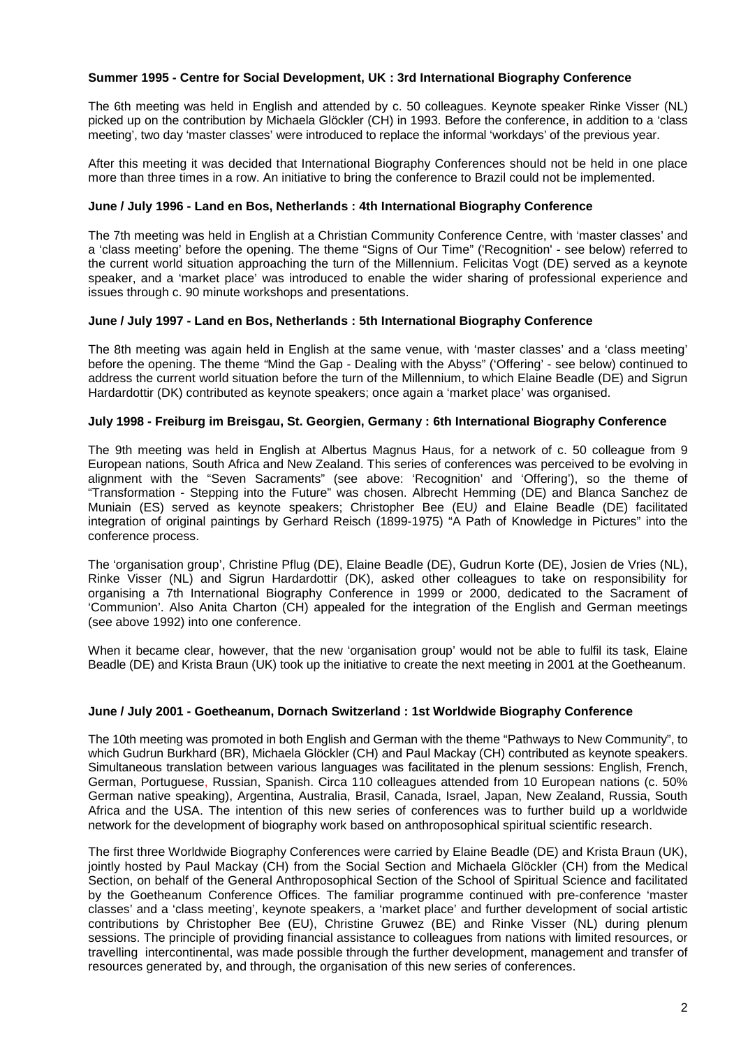**Summer 1995 - Centre for Social Development, UK : 3rd International Biography Conference**

The 6th meeting was held in English and attended by c. 50 colleagues. Keynote speaker Rinke Visser (NL) picked up on the contribution by Michaela Glöckler (CH) in 1993. Before the conference, in addition to a 'class meeting', two day 'master classes' were introduced to replace the informal 'workdays' of the previous year.

After this meeting it was decided that International Biography Conferences should not be held in one place more than three times in a row. An initiative to bring the conference to Brazil could not be implemented.

**June / July 1996 - Land en Bos, Netherlands : 4th International Biography Conference**

The 7th meeting was held in English at a Christian Community Conference Centre, with 'master classes' and a 'class meeting' before the opening. The theme "Signs of Our Time" ('Recognition' - see below) referred to the current world situation approaching the turn of the Millennium. Felicitas Vogt (DE) served as a keynote speaker, and a 'market place' was introduced to enable the wider sharing of professional experience and issues through c. 90 minute workshops and presentations.

**June / July 1997 - Land en Bos, Netherlands : 5th International Biography Conference**

The 8th meeting was again held in English at the same venue, with 'master classes' and a 'class meeting' before the opening. The theme "Mind the Gap - Dealing with the Abyss" ('Offering' - see below) continued to address the current world situation before the turn of the Millennium, to which Elaine Beadle (DE) and Sigrun Hardardottir (DK) contributed as keynote speakers; once again a 'market place' was organised.

**July 1998 - Freiburg im Breisgau, St. Georgien, Germany : 6th International Biography Conference**

The 9th meeting was held in English at Albertus Magnus Haus, for a network of c. 50 colleague from 9 European nations, South Africa and New Zealand. This series of conferences was perceived to be evolving in alignment with the "Seven Sacraments" (see above: 'Recognition' and 'Offering'), so the theme of "Transformation - Stepping into the Future" was chosen. Albrecht Hemming (DE) and Blanca Sanchez de Muniain (ES) served as keynote speakers; Christopher Bee (EU) and Elaine Beadle (DE) facilitated integration of original paintings by Gerhard Reisch (1899-1975) "A Path of Knowledge in Pictures" into the conference process.

The 'organisation group', Christine Pflug (DE), Elaine Beadle (DE), Gudrun Korte (DE), Josien de Vries (NL), Rinke Visser (NL) and Sigrun Hardardottir (DK), asked other colleagues to take on responsibility for organising a 7th International Biography Conference in 1999 or 2000, dedicated to the Sacrament of 'Communion'. Also Anita Charton (CH) appealed for the integration of the English and German meetings (see above 1992) into one conference.

When it became clear, however, that the new 'organisation group' would not be able to fulfil its task, Elaine Beadle (DE) and Krista Braun (UK) took up the initiative to create the next meeting in 2001 at the Goetheanum.

**June / July 2001 - Goetheanum, Dornach Switzerland : 1st Worldwide Biography Conference**

The 10th meeting was promoted in both English and German with the theme "Pathways to New Community", to which Gudrun Burkhard (BR), Michaela Glöckler (CH) and Paul Mackay (CH) contributed as keynote speakers. Simultaneous translation between various languages was facilitated in the plenum sessions: English, French, German, Portuguese, Russian, Spanish. Circa 110 colleagues attended from 10 European nations (c. 50% German native speaking), Argentina, Australia, Brasil, Canada, Israel, Japan, New Zealand, Russia, South Africa and the USA. The intention of this new series of conferences was to further build up a worldwide network for the development of biography work based on anthroposophical spiritual scientific research.

The first three Worldwide Biography Conferences were carried by Elaine Beadle (DE) and Krista Braun (UK), jointly hosted by Paul Mackay (CH) from the Social Section and Michaela Glöckler (CH) from the Medical Section, on behalf of the General Anthroposophical Section of the School of Spiritual Science and facilitated by the Goetheanum Conference Offices. The familiar programme continued with pre-conference 'master classes' and a 'class meeting', keynote speakers, a 'market place' and further development of social artistic contributions by Christopher Bee (EU), Christine Gruwez (BE) and Rinke Visser (NL) during plenum sessions. The principle of providing financial assistance to colleagues from nations with limited resources, or travelling intercontinental, was made possible through the further development, management and transfer of resources generated by, and through, the organisation of this new series of conferences.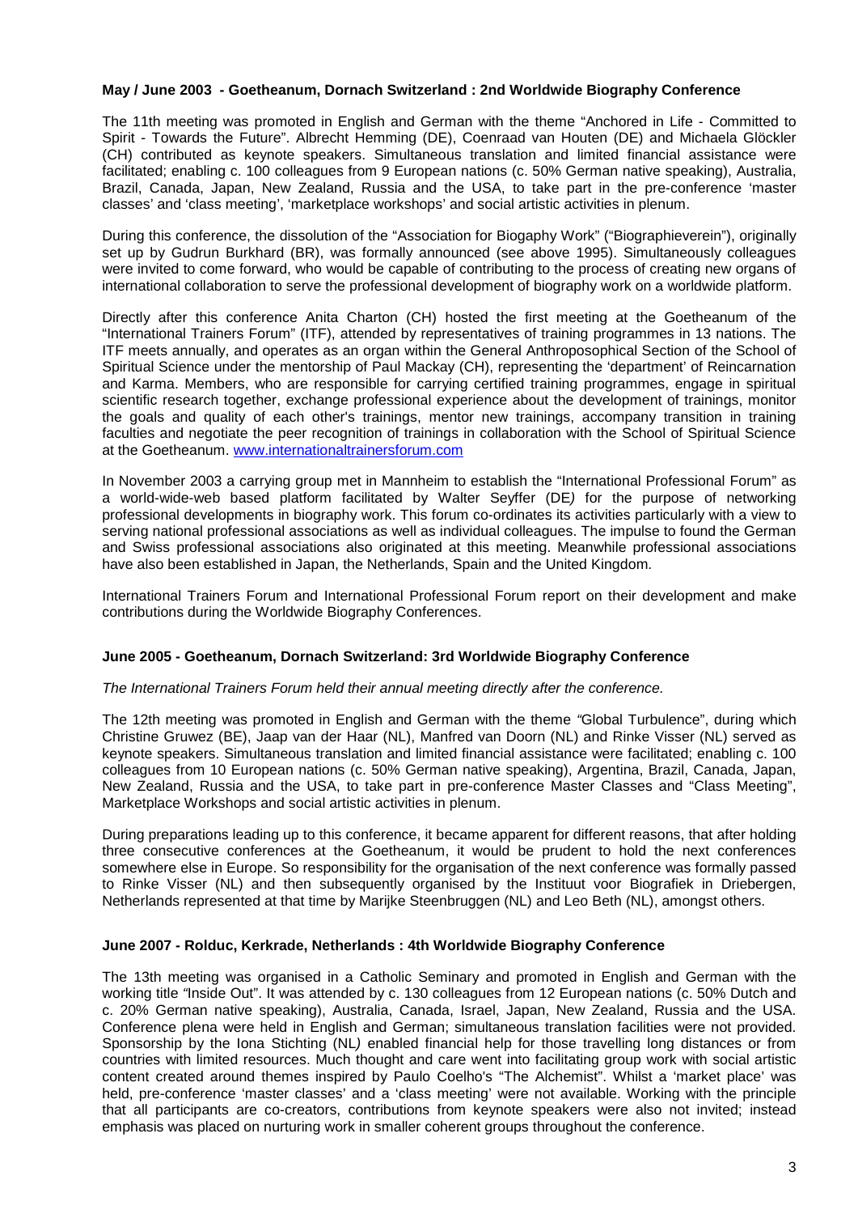**May / June 2003 - Goetheanum, Dornach Switzerland : 2nd Worldwide Biography Conference**

The 11th meeting was promoted in English and German with the theme "Anchored in Life - Committed to Spirit - Towards the Future". Albrecht Hemming (DE), Coenraad van Houten (DE) and Michaela Glöckler (CH) contributed as keynote speakers. Simultaneous translation and limited financial assistance were facilitated; enabling c. 100 colleagues from 9 European nations (c. 50% German native speaking), Australia, Brazil, Canada, Japan, New Zealand, Russia and the USA, to take part in the pre-conference 'master classes' and 'class meeting', 'marketplace workshops' and social artistic activities in plenum.

During this conference, the dissolution of the "Association for Biogaphy Work" ("Biographieverein"), originally set up by Gudrun Burkhard (BR), was formally announced (see above 1995). Simultaneously colleagues were invited to come forward, who would be capable of contributing to the process of creating new organs of international collaboration to serve the professional development of biography work on a worldwide platform.

Directly after this conference Anita Charton (CH) hosted the first meeting at the Goetheanum of the "International Trainers Forum" (ITF), attended by representatives of training programmes in 13 nations. The ITF meets annually, and operates as an organ within the General Anthroposophical Section of the School of Spiritual Science under the mentorship of Paul Mackay (CH), representing the 'department' of Reincarnation and Karma. Members, who are responsible for carrying certified training programmes, engage in spiritual scientific research together, exchange professional experience about the development of trainings, monitor the goals and quality of each other's trainings, mentor new trainings, accompany transition in training faculties and negotiate the peer recognition of trainings in collaboration with the School of Spiritual Science at the Goetheanum. www.internationaltrainersforum.com

In November 2003 a carrying group met in Mannheim to establish the "International Professional Forum" as a world-wide-web based platform facilitated by Walter Seyffer (DE*)* for the purpose of networking professional developments in biography work. This forum co-ordinates its activities particularly with a view to serving national professional associations as well as individual colleagues. The impulse to found the German and Swiss professional associations also originated at this meeting. Meanwhile professional associations have also been established in Japan, the Netherlands, Spain and the United Kingdom.

International Trainers Forum and International Professional Forum report on their development and make contributions during the Worldwide Biography Conferences.

**June 2005 - Goetheanum, Dornach Switzerland: 3rd Worldwide Biography Conference**

*The International Trainers Forum held their annual meeting directly after the conference.*

The 12th meeting was promoted in English and German with the theme "Global Turbulence", during which Christine Gruwez (BE), Jaap van der Haar (NL), Manfred van Doorn (NL) and Rinke Visser (NL) served as keynote speakers. Simultaneous translation and limited financial assistance were facilitated; enabling c. 100 colleagues from 10 European nations (c. 50% German native speaking), Argentina, Brazil, Canada, Japan, New Zealand, Russia and the USA, to take part in pre-conference Master Classes and "Class Meeting", Marketplace Workshops and social artistic activities in plenum.

During preparations leading up to this conference, it became apparent for different reasons, that after holding three consecutive conferences at the Goetheanum, it would be prudent to hold the next conferences somewhere else in Europe. So responsibility for the organisation of the next conference was formally passed to Rinke Visser (NL) and then subsequently organised by the Instituut voor Biografiek in Driebergen, Netherlands represented at that time by Marijke Steenbruggen (NL) and Leo Beth (NL), amongst others.

**June 2007 - Rolduc, Kerkrade, Netherlands : 4th Worldwide Biography Conference**

The 13th meeting was organised in a Catholic Seminary and promoted in English and German with the working title "Inside Out". It was attended by c. 130 colleagues from 12 European nations (c. 50% Dutch and c. 20% German native speaking), Australia, Canada, Israel, Japan, New Zealand, Russia and the USA. Conference plena were held in English and German; simultaneous translation facilities were not provided. Sponsorship by the Iona Stichting (NL*)* enabled financial help for those travelling long distances or from countries with limited resources. Much thought and care went into facilitating group work with social artistic content created around themes inspired by Paulo Coelho's "The Alchemist". Whilst a 'market place' was held, pre-conference 'master classes' and a 'class meeting' were not available. Working with the principle that all participants are co-creators, contributions from keynote speakers were also not invited; instead emphasis was placed on nurturing work in smaller coherent groups throughout the conference.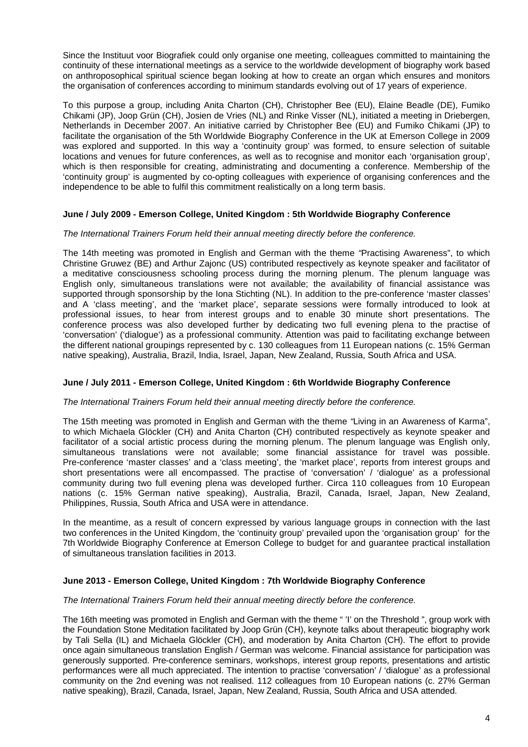Since the Instituut voor Biografiek could only organise one meeting, colleagues committed to maintaining the continuity of these international meetings as a service to the worldwide development of biography work based on anthroposophical spiritual science began looking at how to create an organ which ensures and monitors the organisation of conferences according to minimum standards evolving out of 17 years of experience.

To this purpose a group, including Anita Charton (CH), Christopher Bee (EU), Elaine Beadle (DE), Fumiko Chikami (JP), Joop Grün (CH), Josien de Vries (NL) and Rinke Visser (NL), initiated a meeting in Driebergen, Netherlands in December 2007. An initiative carried by Christopher Bee (EU) and Fumiko Chikami (JP) to facilitate the organisation of the 5th Worldwide Biography Conference in the UK at Emerson College in 2009 was explored and supported. In this way a 'continuity group' was formed, to ensure selection of suitable locations and venues for future conferences, as well as to recognise and monitor each 'organisation group', which is then responsible for creating, administrating and documenting a conference. Membership of the 'continuity group' is augmented by co-opting colleagues with experience of organising conferences and the independence to be able to fulfil this commitment realistically on a long term basis.

**June / July 2009 - Emerson College, United Kingdom : 5th Worldwide Biography Conference**

*The International Trainers Forum held their annual meeting directly before the conference.*

The 14th meeting was promoted in English and German with the theme "Practising Awareness", to which Christine Gruwez (BE) and Arthur Zajonc (US) contributed respectively as keynote speaker and facilitator of a meditative consciousness schooling process during the morning plenum. The plenum language was English only, simultaneous translations were not available; the availability of financial assistance was supported through sponsorship by the Iona Stichting (NL). In addition to the pre-conference 'master classes' and A 'class meeting', and the 'market place', separate sessions were formally introduced to look at professional issues, to hear from interest groups and to enable 30 minute short presentations. The conference process was also developed further by dedicating two full evening plena to the practise of 'conversation' ('dialogue') as a professional community. Attention was paid to facilitating exchange between the different national groupings represented by c. 130 colleagues from 11 European nations (c. 15% German native speaking), Australia, Brazil, India, Israel, Japan, New Zealand, Russia, South Africa and USA.

**June / July 2011 - Emerson College, United Kingdom : 6th Worldwide Biography Conference**

*The International Trainers Forum held their annual meeting directly before the conference.*

The 15th meeting was promoted in English and German with the theme "Living in an Awareness of Karma", to which Michaela Glöckler (CH) and Anita Charton (CH) contributed respectively as keynote speaker and facilitator of a social artistic process during the morning plenum. The plenum language was English only, simultaneous translations were not available; some financial assistance for travel was possible. Pre-conference 'master classes' and a 'class meeting', the 'market place', reports from interest groups and short presentations were all encompassed. The practise of 'conversation' / 'dialogue' as a professional community during two full evening plena was developed further. Circa 110 colleagues from 10 European nations (c. 15% German native speaking), Australia, Brazil, Canada, Israel, Japan, New Zealand, Philippines, Russia, South Africa and USA were in attendance.

In the meantime, as a result of concern expressed by various language groups in connection with the last two conferences in the United Kingdom, the 'continuity group' prevailed upon the 'organisation group' for the 7th Worldwide Biography Conference at Emerson College to budget for and guarantee practical installation of simultaneous translation facilities in 2013.

**June 2013 - Emerson College, United Kingdom : 7th Worldwide Biography Conference**

*The International Trainers Forum held their annual meeting directly before the conference.*

The 16th meeting was promoted in English and German with the theme " 'I' on the Threshold ", group work with the Foundation Stone Meditation facilitated by Joop Grün (CH), keynote talks about therapeutic biography work by Tali Sella (IL) and Michaela Glöckler (CH), and moderation by Anita Charton (CH). The effort to provide once again simultaneous translation English / German was welcome. Financial assistance for participation was generously supported. Pre-conference seminars, workshops, interest group reports, presentations and artistic performances were all much appreciated. The intention to practise 'conversation' / 'dialogue' as a professional community on the 2nd evening was not realised. 112 colleagues from 10 European nations (c. 27% German native speaking), Brazil, Canada, Israel, Japan, New Zealand, Russia, South Africa and USA attended.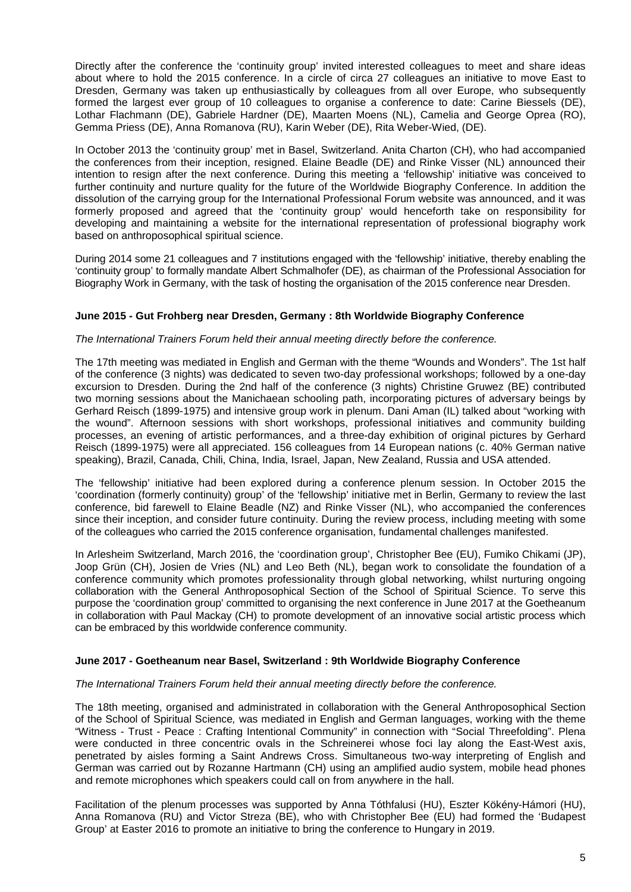Directly after the conference the 'continuity group' invited interested colleagues to meet and share ideas about where to hold the 2015 conference. In a circle of circa 27 colleagues an initiative to move East to Dresden, Germany was taken up enthusiastically by colleagues from all over Europe, who subsequently formed the largest ever group of 10 colleagues to organise a conference to date: Carine Biessels (DE), Lothar Flachmann (DE), Gabriele Hardner (DE), Maarten Moens (NL), Camelia and George Oprea (RO), Gemma Priess (DE), Anna Romanova (RU), Karin Weber (DE), Rita Weber-Wied, (DE).

In October 2013 the 'continuity group' met in Basel, Switzerland. Anita Charton (CH), who had accompanied the conferences from their inception, resigned. Elaine Beadle (DE) and Rinke Visser (NL) announced their intention to resign after the next conference. During this meeting a 'fellowship' initiative was conceived to further continuity and nurture quality for the future of the Worldwide Biography Conference. In addition the dissolution of the carrying group for the International Professional Forum website was announced, and it was formerly proposed and agreed that the 'continuity group' would henceforth take on responsibility for developing and maintaining a website for the international representation of professional biography work based on anthroposophical spiritual science.

During 2014 some 21 colleagues and 7 institutions engaged with the 'fellowship' initiative, thereby enabling the 'continuity group' to formally mandate Albert Schmalhofer (DE), as chairman of the Professional Association for Biography Work in Germany, with the task of hosting the organisation of the 2015 conference near Dresden.

**June 2015 - Gut Frohberg near Dresden, Germany : 8th Worldwide Biography Conference**

*The International Trainers Forum held their annual meeting directly before the conference.*

The 17th meeting was mediated in English and German with the theme "Wounds and Wonders". The 1st half of the conference (3 nights) was dedicated to seven two-day professional workshops; followed by a one-day excursion to Dresden. During the 2nd half of the conference (3 nights) Christine Gruwez (BE) contributed two morning sessions about the Manichaean schooling path, incorporating pictures of adversary beings by Gerhard Reisch (1899-1975) and intensive group work in plenum. Dani Aman (IL) talked about "working with the wound". Afternoon sessions with short workshops, professional initiatives and community building processes, an evening of artistic performances, and a three-day exhibition of original pictures by Gerhard Reisch (1899-1975) were all appreciated. 156 colleagues from 14 European nations (c. 40% German native speaking), Brazil, Canada, Chili, China, India, Israel, Japan, New Zealand, Russia and USA attended.

The 'fellowship' initiative had been explored during a conference plenum session. In October 2015 the 'coordination (formerly continuity) group' of the 'fellowship' initiative met in Berlin, Germany to review the last conference, bid farewell to Elaine Beadle (NZ) and Rinke Visser (NL), who accompanied the conferences since their inception, and consider future continuity. During the review process, including meeting with some of the colleagues who carried the 2015 conference organisation, fundamental challenges manifested.

In Arlesheim Switzerland, March 2016, the 'coordination group', Christopher Bee (EU), Fumiko Chikami (JP), Joop Grün (CH), Josien de Vries (NL) and Leo Beth (NL), began work to consolidate the foundation of a conference community which promotes professionality through global networking, whilst nurturing ongoing collaboration with the General Anthroposophical Section of the School of Spiritual Science. To serve this purpose the 'coordination group' committed to organising the next conference in June 2017 at the Goetheanum in collaboration with Paul Mackay (CH) to promote development of an innovative social artistic process which can be embraced by this worldwide conference community.

**June 2017 - Goetheanum near Basel, Switzerland : 9th Worldwide Biography Conference**

*The International Trainers Forum held their annual meeting directly before the conference.*

The 18th meeting, organised and administrated in collaboration with the General Anthroposophical Section of the School of Spiritual Science*,* was mediated in English and German languages, working with the theme "Witness - Trust - Peace : Crafting Intentional Community" in connection with "Social Threefolding". Plena were conducted in three concentric ovals in the Schreinerei whose foci lay along the East-West axis, penetrated by aisles forming a Saint Andrews Cross. Simultaneous two-way interpreting of English and German was carried out by Rozanne Hartmann (CH) using an amplified audio system, mobile head phones and remote microphones which speakers could call on from anywhere in the hall.

Facilitation of the plenum processes was supported by Anna Tóthfalusi (HU), Eszter Kökény-Hámori (HU), Anna Romanova (RU) and Victor Streza (BE), who with Christopher Bee (EU) had formed the 'Budapest Group' at Easter 2016 to promote an initiative to bring the conference to Hungary in 2019.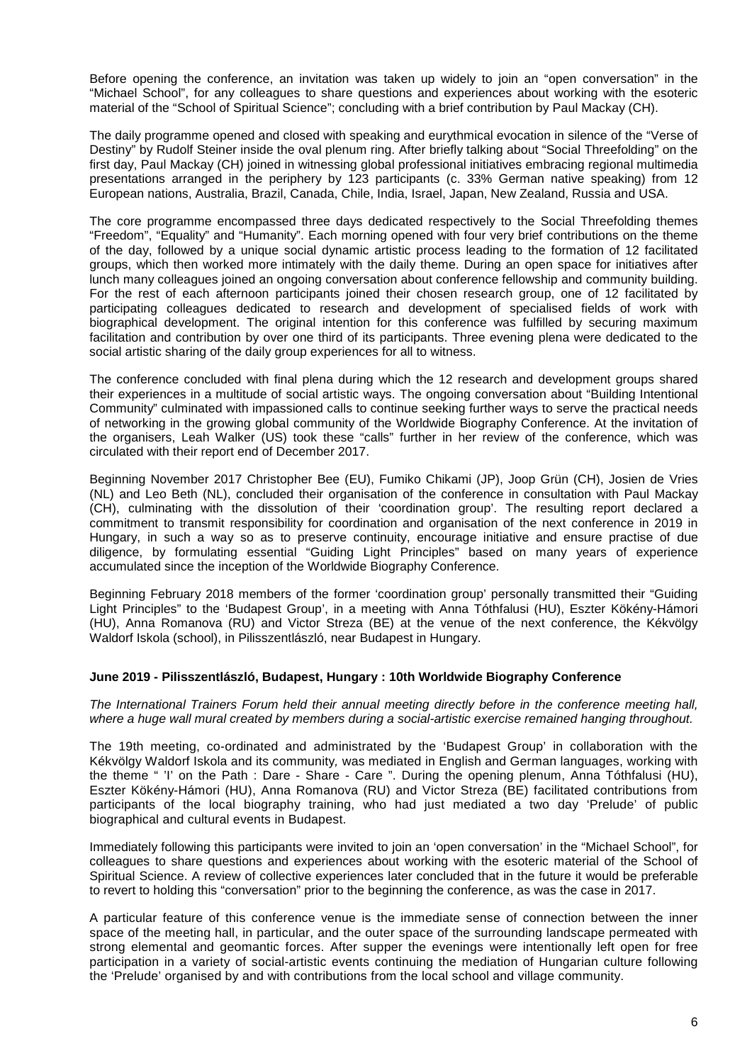Before opening the conference, an invitation was taken up widely to join an “open conversation” in the “Michael School”, for any colleagues to share questions and experiences about working with the esoteric material of the “School of Spiritual Science”; concluding with a brief contribution by Paul Mackay (CH).

The daily programme opened and closed with speaking and eurythmical evocation in silence of the “Verse of Destiny” by Rudolf Steiner inside the oval plenum ring. After briefly talking about “Social Threefolding” on the first day, Paul Mackay (CH) joined in witnessing global professional initiatives embracing regional multimedia presentations arranged in the periphery by 123 participants (c. 33% German native speaking) from 12 European nations, Australia, Brazil, Canada, Chile, India, Israel, Japan, New Zealand, Russia and USA.

The core programme encompassed three days dedicated respectively to the Social Threefolding themes “Freedom”, “Equality” and “Humanity”. Each morning opened with four very brief contributions on the theme of the day, followed by a unique social dynamic artistic process leading to the formation of 12 facilitated groups, which then worked more intimately with the daily theme. During an open space for initiatives after lunch many colleagues joined an ongoing conversation about conference fellowship and community building. For the rest of each afternoon participants joined their chosen research group, one of 12 facilitated by participating colleagues dedicated to research and development of specialised fields of work with biographical development. The original intention for this conference was fulfilled by securing maximum facilitation and contribution by over one third of its participants. Three evening plena were dedicated to the social artistic sharing of the daily group experiences for all to witness.

The conference concluded with final plena during which the 12 research and development groups shared their experiences in a multitude of social artistic ways. The ongoing conversation about “Building Intentional Community” culminated with impassioned calls to continue seeking further ways to serve the practical needs of networking in the growing global community of the Worldwide Biography Conference. At the invitation of the organisers, Leah Walker (US) took these “calls” further in her review of the conference, which was circulated with their report end of December 2017.

Beginning November 2017 Christopher Bee (EU), Fumiko Chikami (JP), Joop Grün (CH), Josien de Vries (NL) and Leo Beth (NL), concluded their organisation of the conference in consultation with Paul Mackay (CH), culminating with the dissolution of their ‘coordination group’. The resulting report declared a commitment to transmit responsibility for coordination and organisation of the next conference in 2019 in Hungary, in such a way so as to preserve continuity, encourage initiative and ensure practise of due diligence, by formulating essential “Guiding Light Principles” based on many years of experience accumulated since the inception of the Worldwide Biography Conference.

Beginning February 2018 members of the former ‘coordination group’ personally transmitted their “Guiding Light Principles” to the ‘Budapest Group’, in a meeting with Anna Tóthfalusi (HU), Eszter Kökény-Hámori (HU), Anna Romanova (RU) and Victor Streza (BE) at the venue of the next conference, the Kékvölgy Waldorf Iskola (school), in Pilisszentlászló, near Budapest in Hungary.

**June 2019 - Pilisszentlászló, Budapest, Hungary : 10th Worldwide Biography Conference**

*The International Trainers Forum held their annual meeting directly before in the conference meeting hall, where a huge wall mural created by members during a social-artistic exercise remained hanging throughout.*

The 19th meeting, co-ordinated and administrated by the ‘Budapest Group’ in collaboration with the Kékvölgy Waldorf Iskola and its community, was mediated in English and German languages, working with the theme “ ’I’ on the Path : Dare - Share - Care ”. During the opening plenum, Anna Tóthfalusi (HU), Eszter Kökény-Hámori (HU), Anna Romanova (RU) and Victor Streza (BE) facilitated contributions from participants of the local biography training, who had just mediated a two day ‘Prelude’ of public biographical and cultural events in Budapest.

Immediately following this participants were invited to join an ‘open conversation’ in the “Michael School”, for colleagues to share questions and experiences about working with the esoteric material of the School of Spiritual Science. A review of collective experiences later concluded that in the future it would be preferable to revert to holding this “conversation” prior to the beginning the conference, as was the case in 2017.

A particular feature of this conference venue is the immediate sense of connection between the inner space of the meeting hall, in particular, and the outer space of the surrounding landscape permeated with strong elemental and geomantic forces. After supper the evenings were intentionally left open for free participation in a variety of social-artistic events continuing the mediation of Hungarian culture following the ‘Prelude’ organised by and with contributions from the local school and village community.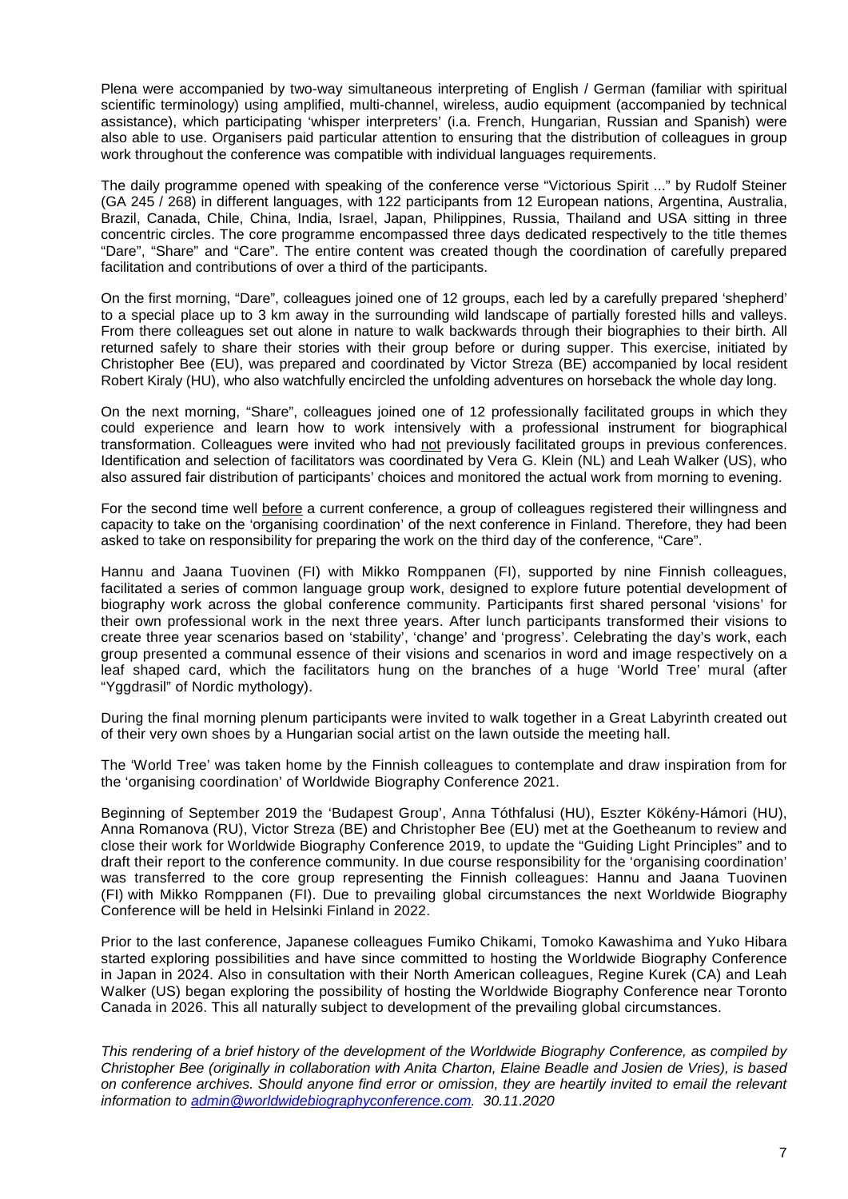Plena were accompanied by two-way simultaneous interpreting of English / German (familiar with spiritual scientific terminology) using amplified, multi-channel, wireless, audio equipment (accompanied by technical assistance), which participating 'whisper interpreters' (i.a. French, Hungarian, Russian and Spanish) were also able to use. Organisers paid particular attention to ensuring that the distribution of colleagues in group work throughout the conference was compatible with individual languages requirements.

The daily programme opened with speaking of the conference verse "Victorious Spirit ..." by Rudolf Steiner (GA 245 / 268) in different languages, with 122 participants from 12 European nations, Argentina, Australia, Brazil, Canada, Chile, China, India, Israel, Japan, Philippines, Russia, Thailand and USA sitting in three concentric circles. The core programme encompassed three days dedicated respectively to the title themes "Dare", "Share" and "Care". The entire content was created though the coordination of carefully prepared facilitation and contributions of over a third of the participants.

On the first morning, "Dare", colleagues joined one of 12 groups, each led by a carefully prepared 'shepherd' to a special place up to 3 km away in the surrounding wild landscape of partially forested hills and valleys. From there colleagues set out alone in nature to walk backwards through their biographies to their birth. All returned safely to share their stories with their group before or during supper. This exercise, initiated by Christopher Bee (EU), was prepared and coordinated by Victor Streza (BE) accompanied by local resident Robert Kiraly (HU), who also watchfully encircled the unfolding adventures on horseback the whole day long.

On the next morning, "Share", colleagues joined one of 12 professionally facilitated groups in which they could experience and learn how to work intensively with a professional instrument for biographical transformation. Colleagues were invited who had not previously facilitated groups in previous conferences. Identification and selection of facilitators was coordinated by Vera G. Klein (NL) and Leah Walker (US), who also assured fair distribution of participants' choices and monitored the actual work from morning to evening.

For the second time well before a current conference, a group of colleagues registered their willingness and capacity to take on the 'organising coordination' of the next conference in Finland. Therefore, they had been asked to take on responsibility for preparing the work on the third day of the conference, "Care".

Hannu and Jaana Tuovinen (FI) with Mikko Romppanen (FI), supported by nine Finnish colleagues, facilitated a series of common language group work, designed to explore future potential development of biography work across the global conference community. Participants first shared personal 'visions' for their own professional work in the next three years. After lunch participants transformed their visions to create three year scenarios based on 'stability', 'change' and 'progress'. Celebrating the day's work, each group presented a communal essence of their visions and scenarios in word and image respectively on a leaf shaped card, which the facilitators hung on the branches of a huge 'World Tree' mural (after "Yggdrasil" of Nordic mythology).

During the final morning plenum participants were invited to walk together in a Great Labyrinth created out of their very own shoes by a Hungarian social artist on the lawn outside the meeting hall.

The 'World Tree' was taken home by the Finnish colleagues to contemplate and draw inspiration from for the 'organising coordination' of Worldwide Biography Conference 2021.

Beginning of September 2019 the 'Budapest Group', Anna Tóthfalusi (HU), Eszter Kökény-Hámori (HU), Anna Romanova (RU), Victor Streza (BE) and Christopher Bee (EU) met at the Goetheanum to review and close their work for Worldwide Biography Conference 2019, to update the "Guiding Light Principles" and to draft their report to the conference community. In due course responsibility for the 'organising coordination' was transferred to the core group representing the Finnish colleagues: Hannu and Jaana Tuovinen (FI) with Mikko Romppanen (FI). Due to prevailing global circumstances the next Worldwide Biography Conference will be held in Helsinki Finland in 2022.

Prior to the last conference, Japanese colleagues Fumiko Chikami, Tomoko Kawashima and Yuko Hibara started exploring possibilities and have since committed to hosting the Worldwide Biography Conference in Japan in 2024. Also in consultation with their North American colleagues, Regine Kurek (CA) and Leah Walker (US) began exploring the possibility of hosting the Worldwide Biography Conference near Toronto Canada in 2026. This all naturally subject to development of the prevailing global circumstances.

*This rendering of a brief history of the development of the Worldwide Biography Conference, as compiled by Christopher Bee (originally in collaboration with Anita Charton, Elaine Beadle and Josien de Vries), is based on conference archives. Should anyone find error or omission, they are heartily invited to email the relevant information to admin@worldwidebiographyconference.com. 30.11.2020*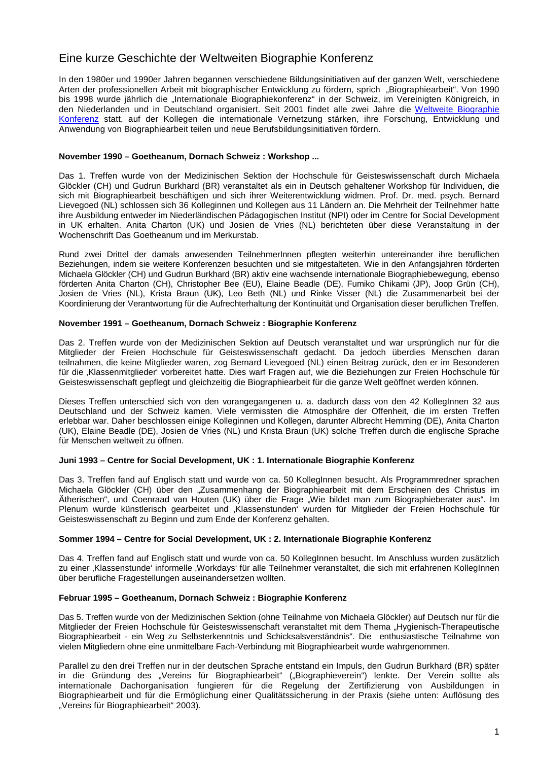# Eine kurze Geschichte der Weltweiten Biographie Konferenz

In den 1980er und 1990er Jahren begannen verschiedene Bildungsinitiativen auf der ganzen Welt, verschiedene Arten der professionellen Arbeit mit biographischer Entwicklung zu fördern, sprich „Biographiearbeit". Von 1990 bis 1998 wurde jährlich die „Internationale Biographiekonferenz" in der Schweiz, im Vereinigten Königreich, in den Niederlanden und in Deutschland organisiert. Seit 2001 findet alle zwei Jahre die Weltweite Biographie Konferenz statt, auf der Kollegen die internationale Vernetzung stärken, ihre Forschung, Entwicklung und Anwendung von Biographiearbeit teilen und neue Berufsbildungsinitiativen fördern.

**November 1990 – Goetheanum, Dornach Schweiz : Workshop ...**

Das 1. Treffen wurde von der Medizinischen Sektion der Hochschule für Geisteswissenschaft durch Michaela Glöckler (CH) und Gudrun Burkhard (BR) veranstaltet als ein in Deutsch gehaltener Workshop für Individuen, die sich mit Biographiearbeit beschäftigen und sich ihrer Weiterentwicklung widmen. Prof. Dr. med. psych. Bernard Lievegoed (NL) schlossen sich 36 Kolleginnen und Kollegen aus 11 Ländern an. Die Mehrheit der Teilnehmer hatte ihre Ausbildung entweder im Niederländischen Pädagogischen Institut (NPI) oder im Centre for Social Development in UK erhalten. Anita Charton (UK) und Josien de Vries (NL) berichteten über diese Veranstaltung in der Wochenschrift Das Goetheanum und im Merkurstab.

Rund zwei Drittel der damals anwesenden TeilnehmerInnen pflegten weiterhin untereinander ihre beruflichen Beziehungen, indem sie weitere Konferenzen besuchten und sie mitgestalteten. Wie in den Anfangsjahren förderten Michaela Glöckler (CH) und Gudrun Burkhard (BR) aktiv eine wachsende internationale Biographiebewegung, ebenso förderten Anita Charton (CH), Christopher Bee (EU), Elaine Beadle (DE), Fumiko Chikami (JP), Joop Grün (CH), Josien de Vries (NL), Krista Braun (UK), Leo Beth (NL) und Rinke Visser (NL) die Zusammenarbeit bei der Koordinierung der Verantwortung für die Aufrechterhaltung der Kontinuität und Organisation dieser beruflichen Treffen.

**November 1991 – Goetheanum, Dornach Schweiz : Biographie Konferenz**

Das 2. Treffen wurde von der Medizinischen Sektion auf Deutsch veranstaltet und war ursprünglich nur für die Mitglieder der Freien Hochschule für Geisteswissenschaft gedacht. Da jedoch überdies Menschen daran teilnahmen, die keine Mitglieder waren, zog Bernard Lievegoed (NL) einen Beitrag zurück, den er im Besonderen für die ‚Klassenmitglieder' vorbereitet hatte. Dies warf Fragen auf, wie die Beziehungen zur Freien Hochschule für Geisteswissenschaft gepflegt und gleichzeitig die Biographiearbeit für die ganze Welt geöffnet werden können.

Dieses Treffen unterschied sich von den vorangegangenen u. a. dadurch dass von den 42 KollegInnen 32 aus Deutschland und der Schweiz kamen. Viele vermissten die Atmosphäre der Offenheit, die im ersten Treffen erlebbar war. Daher beschlossen einige Kolleginnen und Kollegen, darunter Albrecht Hemming (DE), Anita Charton (UK), Elaine Beadle (DE), Josien de Vries (NL) und Krista Braun (UK) solche Treffen durch die englische Sprache für Menschen weltweit zu öffnen.

**Juni 1993 – Centre for Social Development, UK : 1. Internationale Biographie Konferenz**

Das 3. Treffen fand auf Englisch statt und wurde von ca. 50 KollegInnen besucht. Als Programmredner sprachen Michaela Glöckler (CH) über den „Zusammenhang der Biographiearbeit mit dem Erscheinen des Christus im Ätherischen", und Coenraad van Houten (UK) über die Frage „Wie bildet man zum Biographieberater aus". Im Plenum wurde künstlerisch gearbeitet und ‚Klassenstunden' wurden für Mitglieder der Freien Hochschule für Geisteswissenschaft zu Beginn und zum Ende der Konferenz gehalten.

**Sommer 1994 – Centre for Social Development, UK : 2. Internationale Biographie Konferenz**

Das 4. Treffen fand auf Englisch statt und wurde von ca. 50 KollegInnen besucht. Im Anschluss wurden zusätzlich zu einer ‚Klassenstunde' informelle ‚Workdays' für alle Teilnehmer veranstaltet, die sich mit erfahrenen KollegInnen über berufliche Fragestellungen auseinandersetzen wollten.

**Februar 1995 – Goetheanum, Dornach Schweiz : Biographie Konferenz**

Das 5. Treffen wurde von der Medizinischen Sektion (ohne Teilnahme von Michaela Glöckler) auf Deutsch nur für die Mitglieder der Freien Hochschule für Geisteswissenschaft veranstaltet mit dem Thema „Hygienisch-Therapeutische Biographiearbeit - ein Weg zu Selbsterkenntnis und Schicksalsverständnis". Die enthusiastische Teilnahme von vielen Mitgliedern ohne eine unmittelbare Fach-Verbindung mit Biographiearbeit wurde wahrgenommen.

Parallel zu den drei Treffen nur in der deutschen Sprache entstand ein Impuls, den Gudrun Burkhard (BR) später in die Gründung des „Vereins für Biographiearbeit" („Biographieverein") lenkte. Der Verein sollte als internationale Dachorganisation fungieren für die Regelung der Zertifizierung von Ausbildungen in Biographiearbeit und für die Ermöglichung einer Qualitätssicherung in der Praxis (siehe unten: Auflösung des „Vereins für Biographiearbeit" 2003).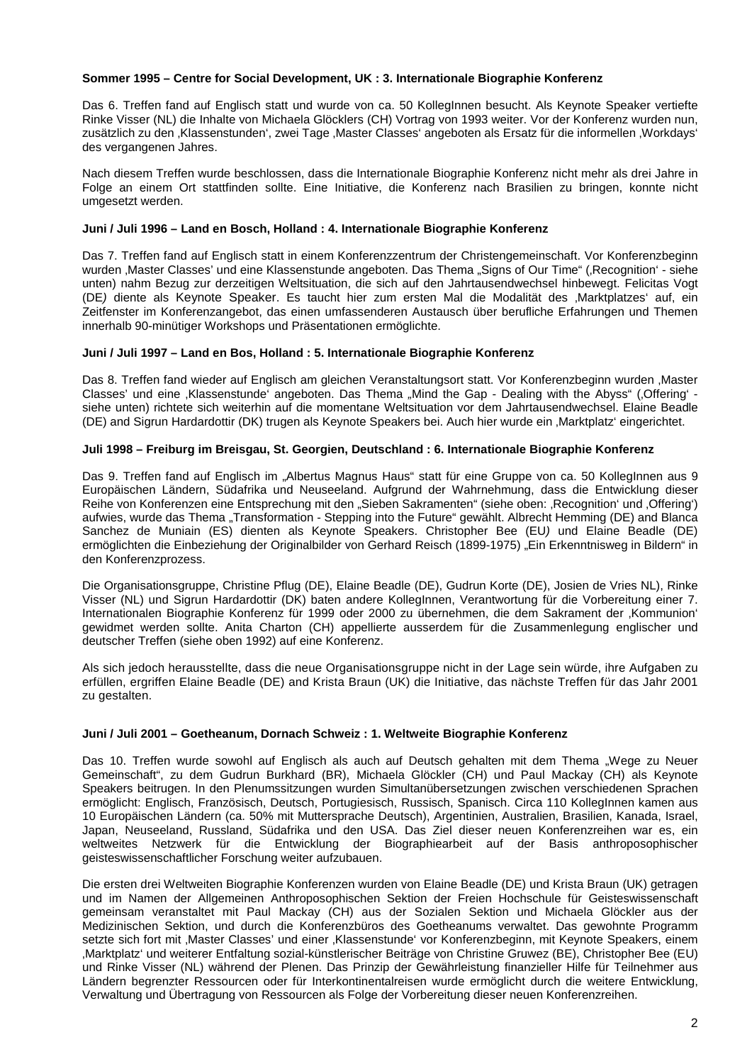**Sommer 1995 – Centre for Social Development, UK : 3. Internationale Biographie Konferenz**

Das 6. Treffen fand auf Englisch statt und wurde von ca. 50 KollegInnen besucht. Als Keynote Speaker vertiefte Rinke Visser (NL) die Inhalte von Michaela Glöcklers (CH) Vortrag von 1993 weiter. Vor der Konferenz wurden nun, zusätzlich zu den ‚Klassenstunden', zwei Tage ‚Master Classes' angeboten als Ersatz für die informellen ‚Workdays' des vergangenen Jahres.

Nach diesem Treffen wurde beschlossen, dass die Internationale Biographie Konferenz nicht mehr als drei Jahre in Folge an einem Ort stattfinden sollte. Eine Initiative, die Konferenz nach Brasilien zu bringen, konnte nicht umgesetzt werden.

**Juni / Juli 1996 – Land en Bosch, Holland : 4. Internationale Biographie Konferenz**

Das 7. Treffen fand auf Englisch statt in einem Konferenzzentrum der Christengemeinschaft. Vor Konferenzbeginn wurden ‚Master Classes' und eine Klassenstunde angeboten. Das Thema „Signs of Our Time" (‚Recognition' - siehe unten) nahm Bezug zur derzeitigen Weltsituation, die sich auf den Jahrtausendwechsel hinbewegt. Felicitas Vogt (DE) diente als Keynote Speaker. Es taucht hier zum ersten Mal die Modalität des ‚Marktplatzes' auf, ein Zeitfenster im Konferenzangebot, das einen umfassenderen Austausch über berufliche Erfahrungen und Themen innerhalb 90-minütiger Workshops und Präsentationen ermöglichte.

**Juni / Juli 1997 – Land en Bos, Holland : 5. Internationale Biographie Konferenz**

Das 8. Treffen fand wieder auf Englisch am gleichen Veranstaltungsort statt. Vor Konferenzbeginn wurden ‚Master Classes' und eine ‚Klassenstunde' angeboten. Das Thema „Mind the Gap - Dealing with the Abyss" (‚Offering' - siehe unten) richtete sich weiterhin auf die momentane Weltsituation vor dem Jahrtausendwechsel. Elaine Beadle (DE) and Sigrun Hardardottir (DK) trugen als Keynote Speakers bei. Auch hier wurde ein ‚Marktplatz' eingerichtet.

**Juli 1998 – Freiburg im Breisgau, St. Georgien, Deutschland : 6. Internationale Biographie Konferenz**

Das 9. Treffen fand auf Englisch im „Albertus Magnus Haus" statt für eine Gruppe von ca. 50 KollegInnen aus 9 Europäischen Ländern, Südafrika und Neuseeland. Aufgrund der Wahrnehmung, dass die Entwicklung dieser Reihe von Konferenzen eine Entsprechung mit den „Sieben Sakramenten" (siehe oben: ‚Recognition' und ‚Offering') aufwies, wurde das Thema „Transformation - Stepping into the Future" gewählt. Albrecht Hemming (DE) and Blanca Sanchez de Muniain (ES) dienten als Keynote Speakers. Christopher Bee (EU) und Elaine Beadle (DE) ermöglichten die Einbeziehung der Originalbilder von Gerhard Reisch (1899-1975) „Ein Erkenntnisweg in Bildern" in den Konferenzprozess.

Die Organisationsgruppe, Christine Pflug (DE), Elaine Beadle (DE), Gudrun Korte (DE), Josien de Vries NL), Rinke Visser (NL) und Sigrun Hardardottir (DK) baten andere KollegInnen, Verantwortung für die Vorbereitung einer 7. Internationalen Biographie Konferenz für 1999 oder 2000 zu übernehmen, die dem Sakrament der ‚Kommunion' gewidmet werden sollte. Anita Charton (CH) appellierte ausserdem für die Zusammenlegung englischer und deutscher Treffen (siehe oben 1992) auf eine Konferenz.

Als sich jedoch herausstellte, dass die neue Organisationsgruppe nicht in der Lage sein würde, ihre Aufgaben zu erfüllen, ergriffen Elaine Beadle (DE) and Krista Braun (UK) die Initiative, das nächste Treffen für das Jahr 2001 zu gestalten.

**Juni / Juli 2001 – Goetheanum, Dornach Schweiz : 1. Weltweite Biographie Konferenz**

Das 10. Treffen wurde sowohl auf Englisch als auch auf Deutsch gehalten mit dem Thema „Wege zu Neuer Gemeinschaft", zu dem Gudrun Burkhard (BR), Michaela Glöckler (CH) und Paul Mackay (CH) als Keynote Speakers beitrugen. In den Plenumssitzungen wurden Simultanübersetzungen zwischen verschiedenen Sprachen ermöglicht: Englisch, Französisch, Deutsch, Portugiesisch, Russisch, Spanisch. Circa 110 KollegInnen kamen aus 10 Europäischen Ländern (ca. 50% mit Muttersprache Deutsch), Argentinien, Australien, Brasilien, Kanada, Israel, Japan, Neuseeland, Russland, Südafrika und den USA. Das Ziel dieser neuen Konferenzreihen war es, ein weltweites Netzwerk für die Entwicklung der Biographiearbeit auf der Basis anthroposophischer geisteswissenschaftlicher Forschung weiter aufzubauen.

Die ersten drei Weltweiten Biographie Konferenzen wurden von Elaine Beadle (DE) und Krista Braun (UK) getragen und im Namen der Allgemeinen Anthroposophischen Sektion der Freien Hochschule für Geisteswissenschaft gemeinsam veranstaltet mit Paul Mackay (CH) aus der Sozialen Sektion und Michaela Glöckler aus der Medizinischen Sektion, und durch die Konferenzbüros des Goetheanums verwaltet. Das gewohnte Programm setzte sich fort mit ‚Master Classes' und einer ‚Klassenstunde' vor Konferenzbeginn, mit Keynote Speakers, einem ‚Marktplatz' und weiterer Entfaltung sozial-künstlerischer Beiträge von Christine Gruwez (BE), Christopher Bee (EU) und Rinke Visser (NL) während der Plenen. Das Prinzip der Gewährleistung finanzieller Hilfe für Teilnehmer aus Ländern begrenzter Ressourcen oder für Interkontinentalreisen wurde ermöglicht durch die weitere Entwicklung, Verwaltung und Übertragung von Ressourcen als Folge der Vorbereitung dieser neuen Konferenzreihen.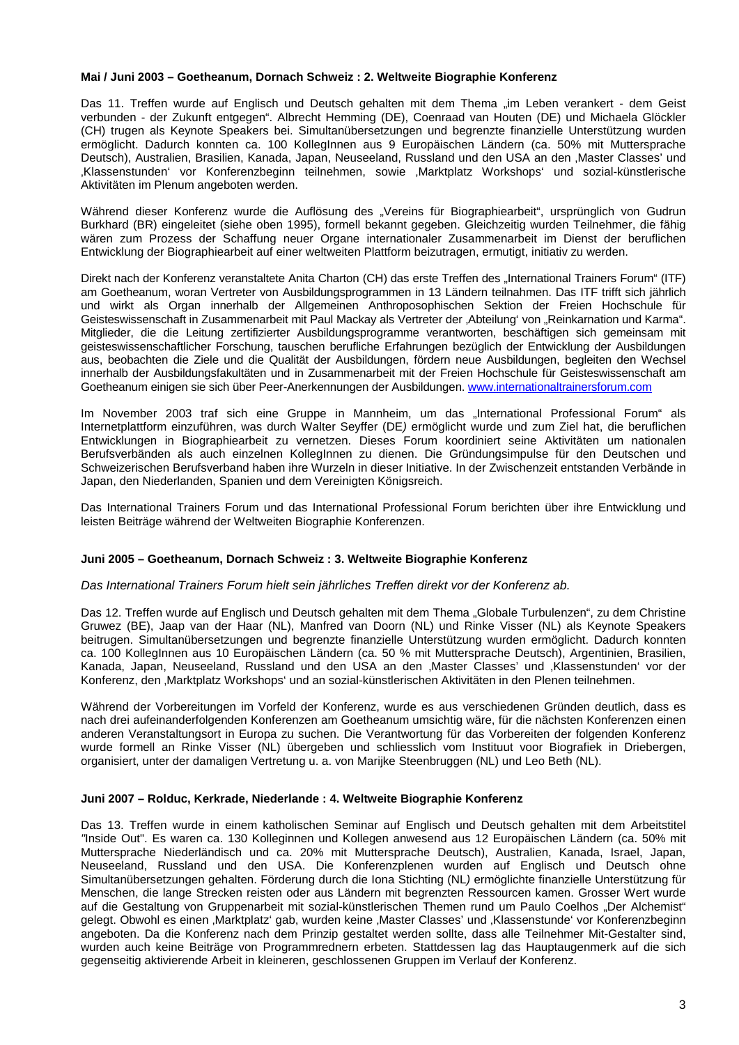**Mai / Juni 2003 – Goetheanum, Dornach Schweiz : 2. Weltweite Biographie Konferenz**

Das 11. Treffen wurde auf Englisch und Deutsch gehalten mit dem Thema „im Leben verankert - dem Geist verbunden - der Zukunft entgegen“. Albrecht Hemming (DE), Coenraad van Houten (DE) und Michaela Glöckler (CH) trugen als Keynote Speakers bei. Simultanübersetzungen und begrenzte finanzielle Unterstützung wurden ermöglicht. Dadurch konnten ca. 100 KollegInnen aus 9 Europäischen Ländern (ca. 50% mit Muttersprache Deutsch), Australien, Brasilien, Kanada, Japan, Neuseeland, Russland und den USA an den ‚Master Classes’ und ‚Klassenstunden‘ vor Konferenzbeginn teilnehmen, sowie ‚Marktplatz Workshops‘ und sozial-künstlerische Aktivitäten im Plenum angeboten werden.

Während dieser Konferenz wurde die Auflösung des „Vereins für Biographiearbeit“, ursprünglich von Gudrun Burkhard (BR) eingeleitet (siehe oben 1995), formell bekannt gegeben. Gleichzeitig wurden Teilnehmer, die fähig wären zum Prozess der Schaffung neuer Organe internationaler Zusammenarbeit im Dienst der beruflichen Entwicklung der Biographiearbeit auf einer weltweiten Plattform beizutragen, ermutigt, initiativ zu werden.

Direkt nach der Konferenz veranstaltete Anita Charton (CH) das erste Treffen des „International Trainers Forum“ (ITF) am Goetheanum, woran Vertreter von Ausbildungsprogrammen in 13 Ländern teilnahmen. Das ITF trifft sich jährlich und wirkt als Organ innerhalb der Allgemeinen Anthroposophischen Sektion der Freien Hochschule für Geisteswissenschaft in Zusammenarbeit mit Paul Mackay als Vertreter der ‚Abteilung‘ von „Reinkarnation und Karma“. Mitglieder, die die Leitung zertifizierter Ausbildungsprogramme verantworten, beschäftigen sich gemeinsam mit geisteswissenschaftlicher Forschung, tauschen berufliche Erfahrungen bezüglich der Entwicklung der Ausbildungen aus, beobachten die Ziele und die Qualität der Ausbildungen, fördern neue Ausbildungen, begleiten den Wechsel innerhalb der Ausbildungsfakultäten und in Zusammenarbeit mit der Freien Hochschule für Geisteswissenschaft am Goetheanum einigen sie sich über Peer-Anerkennungen der Ausbildungen. www.internationaltrainersforum.com

Im November 2003 traf sich eine Gruppe in Mannheim, um das „International Professional Forum“ als Internetplattform einzuführen, was durch Walter Seyffer (DE) ermöglicht wurde und zum Ziel hat, die beruflichen Entwicklungen in Biographiearbeit zu vernetzen. Dieses Forum koordiniert seine Aktivitäten um nationalen Berufsverbänden als auch einzelnen KollegInnen zu dienen. Die Gründungsimpulse für den Deutschen und Schweizerischen Berufsverband haben ihre Wurzeln in dieser Initiative. In der Zwischenzeit entstanden Verbände in Japan, den Niederlanden, Spanien und dem Vereinigten Königsreich.

Das International Trainers Forum und das International Professional Forum berichten über ihre Entwicklung und leisten Beiträge während der Weltweiten Biographie Konferenzen.

**Juni 2005 – Goetheanum, Dornach Schweiz : 3. Weltweite Biographie Konferenz**

*Das International Trainers Forum hielt sein jährliches Treffen direkt vor der Konferenz ab.*

Das 12. Treffen wurde auf Englisch und Deutsch gehalten mit dem Thema „Globale Turbulenzen“, zu dem Christine Gruwez (BE), Jaap van der Haar (NL), Manfred van Doorn (NL) und Rinke Visser (NL) als Keynote Speakers beitrugen. Simultanübersetzungen und begrenzte finanzielle Unterstützung wurden ermöglicht. Dadurch konnten ca. 100 KollegInnen aus 10 Europäischen Ländern (ca. 50 % mit Muttersprache Deutsch), Argentinien, Brasilien, Kanada, Japan, Neuseeland, Russland und den USA an den ‚Master Classes’ und ‚Klassenstunden‘ vor der Konferenz, den ‚Marktplatz Workshops‘ und an sozial-künstlerischen Aktivitäten in den Plenen teilnehmen.

Während der Vorbereitungen im Vorfeld der Konferenz, wurde es aus verschiedenen Gründen deutlich, dass es nach drei aufeinanderfolgenden Konferenzen am Goetheanum umsichtig wäre, für die nächsten Konferenzen einen anderen Veranstaltungsort in Europa zu suchen. Die Verantwortung für das Vorbereiten der folgenden Konferenz wurde formell an Rinke Visser (NL) übergeben und schliesslich vom Instituut voor Biografiek in Driebergen, organisiert, unter der damaligen Vertretung u. a. von Marijke Steenbruggen (NL) und Leo Beth (NL).

**Juni 2007 – Rolduc, Kerkrade, Niederlande : 4. Weltweite Biographie Konferenz**

Das 13. Treffen wurde in einem katholischen Seminar auf Englisch und Deutsch gehalten mit dem Arbeitstitel "Inside Out". Es waren ca. 130 Kolleginnen und Kollegen anwesend aus 12 Europäischen Ländern (ca. 50% mit Muttersprache Niederländisch und ca. 20% mit Muttersprache Deutsch), Australien, Kanada, Israel, Japan, Neuseeland, Russland und den USA. Die Konferenzplenen wurden auf Englisch und Deutsch ohne Simultanübersetzungen gehalten. Förderung durch die Iona Stichting (NL) ermöglichte finanzielle Unterstützung für Menschen, die lange Strecken reisten oder aus Ländern mit begrenzten Ressourcen kamen. Grosser Wert wurde auf die Gestaltung von Gruppenarbeit mit sozial-künstlerischen Themen rund um Paulo Coelhos „Der Alchemist“ gelegt. Obwohl es einen ‚Marktplatz‘ gab, wurden keine ‚Master Classes’ und ‚Klassenstunde‘ vor Konferenzbeginn angeboten. Da die Konferenz nach dem Prinzip gestaltet werden sollte, dass alle Teilnehmer Mit-Gestalter sind, wurden auch keine Beiträge von Programmrednern erbeten. Stattdessen lag das Hauptaugenmerk auf die sich gegenseitig aktivierende Arbeit in kleineren, geschlossenen Gruppen im Verlauf der Konferenz.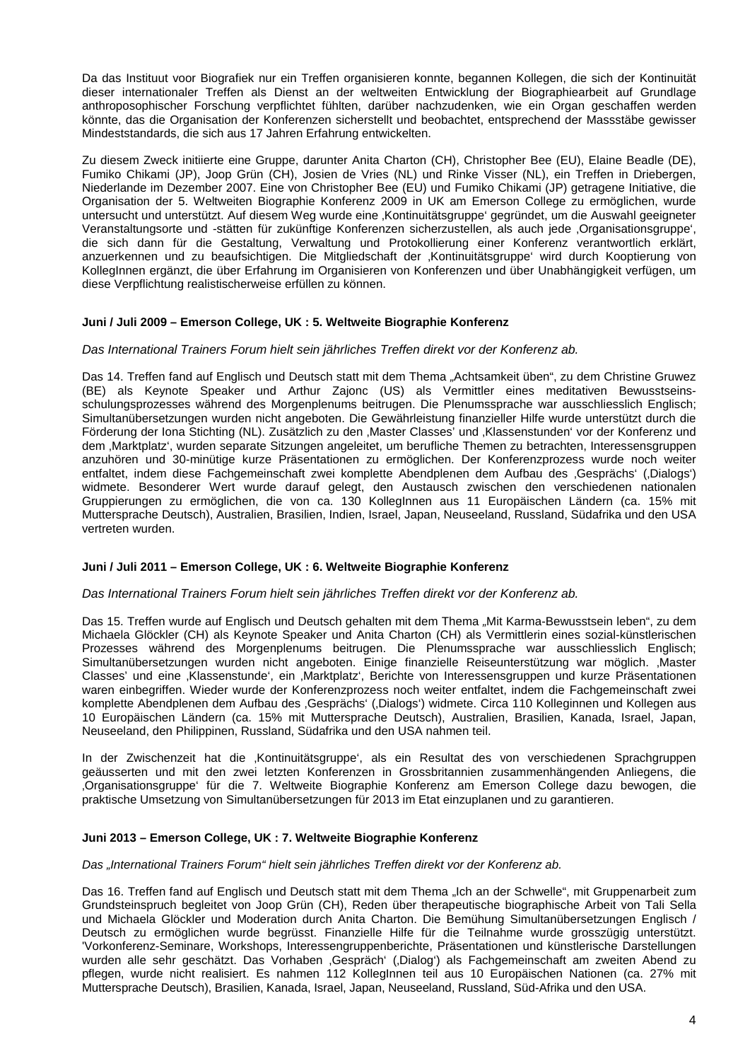Da das Instituut voor Biografiek nur ein Treffen organisieren konnte, begannen Kollegen, die sich der Kontinuität dieser internationaler Treffen als Dienst an der weltweiten Entwicklung der Biographiearbeit auf Grundlage anthroposophischer Forschung verpflichtet fühlten, darüber nachzudenken, wie ein Organ geschaffen werden könnte, das die Organisation der Konferenzen sicherstellt und beobachtet, entsprechend der Massstäbe gewisser Mindeststandards, die sich aus 17 Jahren Erfahrung entwickelten.

Zu diesem Zweck initiierte eine Gruppe, darunter Anita Charton (CH), Christopher Bee (EU), Elaine Beadle (DE), Fumiko Chikami (JP), Joop Grün (CH), Josien de Vries (NL) und Rinke Visser (NL), ein Treffen in Driebergen, Niederlande im Dezember 2007. Eine von Christopher Bee (EU) und Fumiko Chikami (JP) getragene Initiative, die Organisation der 5. Weltweiten Biographie Konferenz 2009 in UK am Emerson College zu ermöglichen, wurde untersucht und unterstützt. Auf diesem Weg wurde eine ‚Kontinuitätsgruppe' gegründet, um die Auswahl geeigneter Veranstaltungsorte und -stätten für zukünftige Konferenzen sicherzustellen, als auch jede ‚Organisationsgruppe', die sich dann für die Gestaltung, Verwaltung und Protokollierung einer Konferenz verantwortlich erklärt, anzuerkennen und zu beaufsichtigen. Die Mitgliedschaft der ‚Kontinuitätsgruppe' wird durch Kooptierung von KollegInnen ergänzt, die über Erfahrung im Organisieren von Konferenzen und über Unabhängigkeit verfügen, um diese Verpflichtung realistischerweise erfüllen zu können.

**Juni / Juli 2009 – Emerson College, UK : 5. Weltweite Biographie Konferenz**

*Das International Trainers Forum hielt sein jährliches Treffen direkt vor der Konferenz ab.*

Das 14. Treffen fand auf Englisch und Deutsch statt mit dem Thema „Achtsamkeit üben", zu dem Christine Gruwez (BE) als Keynote Speaker und Arthur Zajonc (US) als Vermittler eines meditativen Bewusstseins-schulungsprozesses während des Morgenplenums beitrugen. Die Plenumssprache war ausschliesslich Englisch; Simultanübersetzungen wurden nicht angeboten. Die Gewährleistung finanzieller Hilfe wurde unterstützt durch die Förderung der Iona Stichting (NL). Zusätzlich zu den ‚Master Classes' und ‚Klassenstunden' vor der Konferenz und dem ‚Marktplatz', wurden separate Sitzungen angeleitet, um berufliche Themen zu betrachten, Interessensgruppen anzuhören und 30-minütige kurze Präsentationen zu ermöglichen. Der Konferenzprozess wurde noch weiter entfaltet, indem diese Fachgemeinschaft zwei komplette Abendplenen dem Aufbau des ‚Gesprächs' (‚Dialogs') widmete. Besonderer Wert wurde darauf gelegt, den Austausch zwischen den verschiedenen nationalen Gruppierungen zu ermöglichen, die von ca. 130 KollegInnen aus 11 Europäischen Ländern (ca. 15% mit Muttersprache Deutsch), Australien, Brasilien, Indien, Israel, Japan, Neuseeland, Russland, Südafrika und den USA vertreten wurden.

**Juni / Juli 2011 – Emerson College, UK : 6. Weltweite Biographie Konferenz**

*Das International Trainers Forum hielt sein jährliches Treffen direkt vor der Konferenz ab.*

Das 15. Treffen wurde auf Englisch und Deutsch gehalten mit dem Thema „Mit Karma-Bewusstsein leben", zu dem Michaela Glöckler (CH) als Keynote Speaker und Anita Charton (CH) als Vermittlerin eines sozial-künstlerischen Prozesses während des Morgenplenums beitrugen. Die Plenumssprache war ausschliesslich Englisch; Simultanübersetzungen wurden nicht angeboten. Einige finanzielle Reiseunterstützung war möglich. ‚Master Classes' und eine ‚Klassenstunde', ein ‚Marktplatz', Berichte von Interessensgruppen und kurze Präsentationen waren einbegriffen. Wieder wurde der Konferenzprozess noch weiter entfaltet, indem die Fachgemeinschaft zwei komplette Abendplenen dem Aufbau des ‚Gesprächs' (‚Dialogs') widmete. Circa 110 Kolleginnen und Kollegen aus 10 Europäischen Ländern (ca. 15% mit Muttersprache Deutsch), Australien, Brasilien, Kanada, Israel, Japan, Neuseeland, den Philippinen, Russland, Südafrika und den USA nahmen teil.

In der Zwischenzeit hat die ‚Kontinuitätsgruppe', als ein Resultat des von verschiedenen Sprachgruppen geäusserten und mit den zwei letzten Konferenzen in Grossbritannien zusammenhängenden Anliegens, die ‚Organisationsgruppe' für die 7. Weltweite Biographie Konferenz am Emerson College dazu bewogen, die praktische Umsetzung von Simultanübersetzungen für 2013 im Etat einzuplanen und zu garantieren.

**Juni 2013 – Emerson College, UK : 7. Weltweite Biographie Konferenz**

*Das „International Trainers Forum" hielt sein jährliches Treffen direkt vor der Konferenz ab.*

Das 16. Treffen fand auf Englisch und Deutsch statt mit dem Thema „Ich an der Schwelle", mit Gruppenarbeit zum Grundsteinspruch begleitet von Joop Grün (CH), Reden über therapeutische biographische Arbeit von Tali Sella und Michaela Glöckler und Moderation durch Anita Charton. Die Bemühung Simultanübersetzungen Englisch / Deutsch zu ermöglichen wurde begrüsst. Finanzielle Hilfe für die Teilnahme wurde grosszügig unterstützt. 'Vorkonferenz-Seminare, Workshops, Interessengruppenberichte, Präsentationen und künstlerische Darstellungen wurden alle sehr geschätzt. Das Vorhaben ‚Gespräch' (‚Dialog') als Fachgemeinschaft am zweiten Abend zu pflegen, wurde nicht realisiert. Es nahmen 112 KollegInnen teil aus 10 Europäischen Nationen (ca. 27% mit Muttersprache Deutsch), Brasilien, Kanada, Israel, Japan, Neuseeland, Russland, Süd-Afrika und den USA.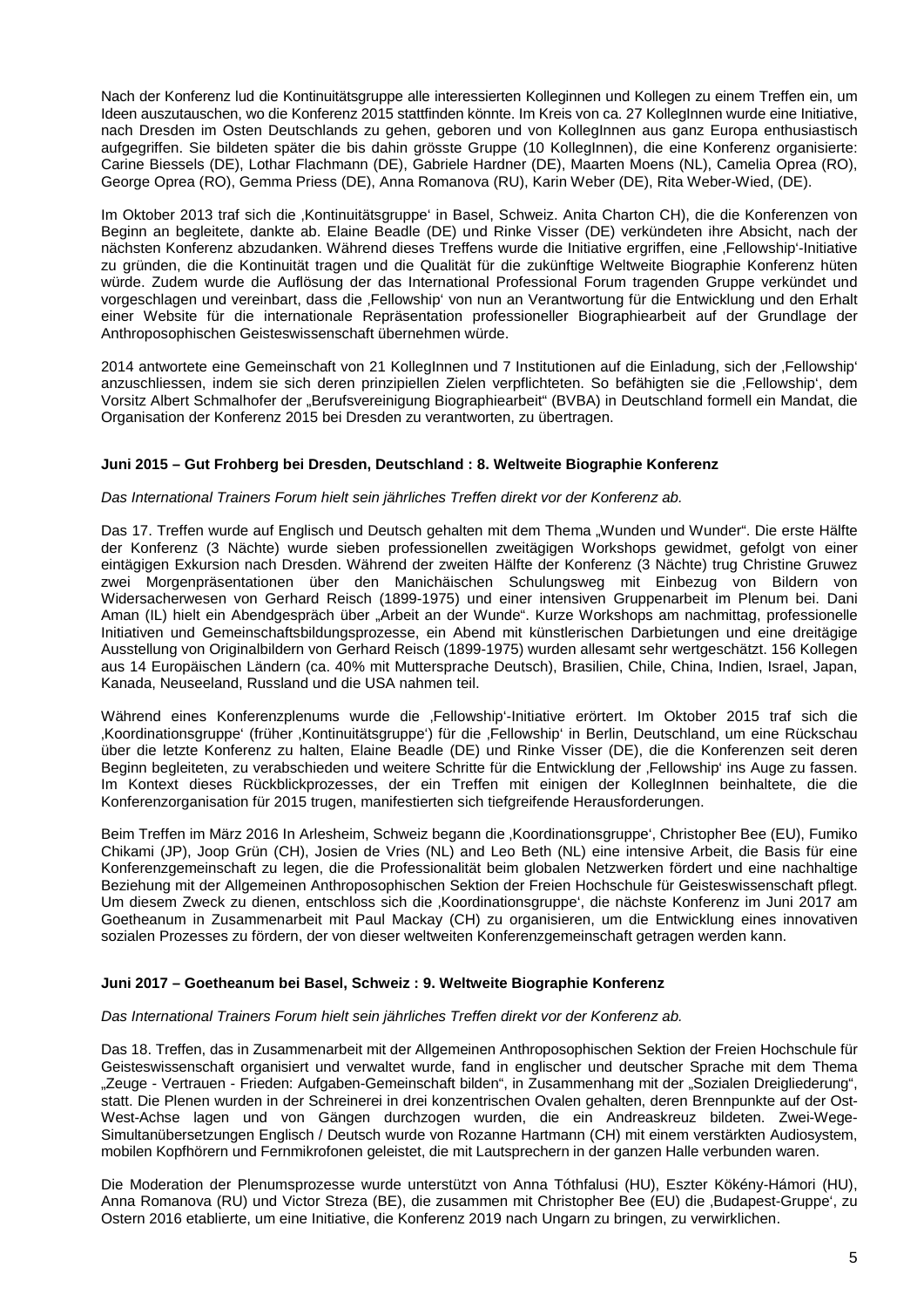Nach der Konferenz lud die Kontinuitätsgruppe alle interessierten Kolleginnen und Kollegen zu einem Treffen ein, um Ideen auszutauschen, wo die Konferenz 2015 stattfinden könnte. Im Kreis von ca. 27 KollegInnen wurde eine Initiative, nach Dresden im Osten Deutschlands zu gehen, geboren und von KollegInnen aus ganz Europa enthusiastisch aufgegriffen. Sie bildeten später die bis dahin grösste Gruppe (10 KollegInnen), die eine Konferenz organisierte: Carine Biessels (DE), Lothar Flachmann (DE), Gabriele Hardner (DE), Maarten Moens (NL), Camelia Oprea (RO), George Oprea (RO), Gemma Priess (DE), Anna Romanova (RU), Karin Weber (DE), Rita Weber-Wied, (DE).

Im Oktober 2013 traf sich die ‚Kontinuitätsgruppe' in Basel, Schweiz. Anita Charton CH), die die Konferenzen von Beginn an begleitete, dankte ab. Elaine Beadle (DE) und Rinke Visser (DE) verkündeten ihre Absicht, nach der nächsten Konferenz abzudanken. Während dieses Treffens wurde die Initiative ergriffen, eine ‚Fellowship'-Initiative zu gründen, die die Kontinuität tragen und die Qualität für die zukünftige Weltweite Biographie Konferenz hüten würde. Zudem wurde die Auflösung der das International Professional Forum tragenden Gruppe verkündet und vorgeschlagen und vereinbart, dass die ‚Fellowship' von nun an Verantwortung für die Entwicklung und den Erhalt einer Website für die internationale Repräsentation professioneller Biographiearbeit auf der Grundlage der Anthroposophischen Geisteswissenschaft übernehmen würde.

2014 antwortete eine Gemeinschaft von 21 KollegInnen und 7 Institutionen auf die Einladung, sich der ‚Fellowship' anzuschliessen, indem sie sich deren prinzipiellen Zielen verpflichteten. So befähigten sie die ‚Fellowship', dem Vorsitz Albert Schmalhofer der „Berufsvereinigung Biographiearbeit" (BVBA) in Deutschland formell ein Mandat, die Organisation der Konferenz 2015 bei Dresden zu verantworten, zu übertragen.

**Juni 2015 – Gut Frohberg bei Dresden, Deutschland : 8. Weltweite Biographie Konferenz**

*Das International Trainers Forum hielt sein jährliches Treffen direkt vor der Konferenz ab.*

Das 17. Treffen wurde auf Englisch und Deutsch gehalten mit dem Thema „Wunden und Wunder". Die erste Hälfte der Konferenz (3 Nächte) wurde sieben professionellen zweitägigen Workshops gewidmet, gefolgt von einer eintägigen Exkursion nach Dresden. Während der zweiten Hälfte der Konferenz (3 Nächte) trug Christine Gruwez zwei Morgenpräsentationen über den Manichäischen Schulungsweg mit Einbezug von Bildern von Widersacherwesen von Gerhard Reisch (1899-1975) und einer intensiven Gruppenarbeit im Plenum bei. Dani Aman (IL) hielt ein Abendgespräch über „Arbeit an der Wunde". Kurze Workshops am nachmittag, professionelle Initiativen und Gemeinschaftsbildungsprozesse, ein Abend mit künstlerischen Darbietungen und eine dreitägige Ausstellung von Originalbildern von Gerhard Reisch (1899-1975) wurden allesamt sehr wertgeschätzt. 156 Kollegen aus 14 Europäischen Ländern (ca. 40% mit Muttersprache Deutsch), Brasilien, Chile, China, Indien, Israel, Japan, Kanada, Neuseeland, Russland und die USA nahmen teil.

Während eines Konferenzplenums wurde die ‚Fellowship'-Initiative erörtert. Im Oktober 2015 traf sich die ‚Koordinationsgruppe' (früher ‚Kontinuitätsgruppe') für die ‚Fellowship' in Berlin, Deutschland, um eine Rückschau über die letzte Konferenz zu halten, Elaine Beadle (DE) und Rinke Visser (DE), die die Konferenzen seit deren Beginn begleiteten, zu verabschieden und weitere Schritte für die Entwicklung der ‚Fellowship' ins Auge zu fassen. Im Kontext dieses Rückblickprozesses, der ein Treffen mit einigen der KollegInnen beinhaltete, die die Konferenzorganisation für 2015 trugen, manifestierten sich tiefgreifende Herausforderungen.

Beim Treffen im März 2016 In Arlesheim, Schweiz begann die ‚Koordinationsgruppe', Christopher Bee (EU), Fumiko Chikami (JP), Joop Grün (CH), Josien de Vries (NL) and Leo Beth (NL) eine intensive Arbeit, die Basis für eine Konferenzgemeinschaft zu legen, die die Professionalität beim globalen Netzwerken fördert und eine nachhaltige Beziehung mit der Allgemeinen Anthroposophischen Sektion der Freien Hochschule für Geisteswissenschaft pflegt. Um diesem Zweck zu dienen, entschloss sich die ‚Koordinationsgruppe', die nächste Konferenz im Juni 2017 am Goetheanum in Zusammenarbeit mit Paul Mackay (CH) zu organisieren, um die Entwicklung eines innovativen sozialen Prozesses zu fördern, der von dieser weltweiten Konferenzgemeinschaft getragen werden kann.

**Juni 2017 – Goetheanum bei Basel, Schweiz : 9. Weltweite Biographie Konferenz**

*Das International Trainers Forum hielt sein jährliches Treffen direkt vor der Konferenz ab.*

Das 18. Treffen, das in Zusammenarbeit mit der Allgemeinen Anthroposophischen Sektion der Freien Hochschule für Geisteswissenschaft organisiert und verwaltet wurde, fand in englischer und deutscher Sprache mit dem Thema „Zeuge - Vertrauen - Frieden: Aufgaben-Gemeinschaft bilden", in Zusammenhang mit der „Sozialen Dreigliederung", statt. Die Plenen wurden in der Schreinerei in drei konzentrischen Ovalen gehalten, deren Brennpunkte auf der Ost-West-Achse lagen und von Gängen durchzogen wurden, die ein Andreaskreuz bildeten. Zwei-Wege-Simultanübersetzungen Englisch / Deutsch wurde von Rozanne Hartmann (CH) mit einem verstärkten Audiosystem, mobilen Kopfhörern und Fernmikrofonen geleistet, die mit Lautsprechern in der ganzen Halle verbunden waren.

Die Moderation der Plenumsprozesse wurde unterstützt von Anna Tóthfalusi (HU), Eszter Kökény-Hámori (HU), Anna Romanova (RU) und Victor Streza (BE), die zusammen mit Christopher Bee (EU) die ‚Budapest-Gruppe', zu Ostern 2016 etablierte, um eine Initiative, die Konferenz 2019 nach Ungarn zu bringen, zu verwirklichen.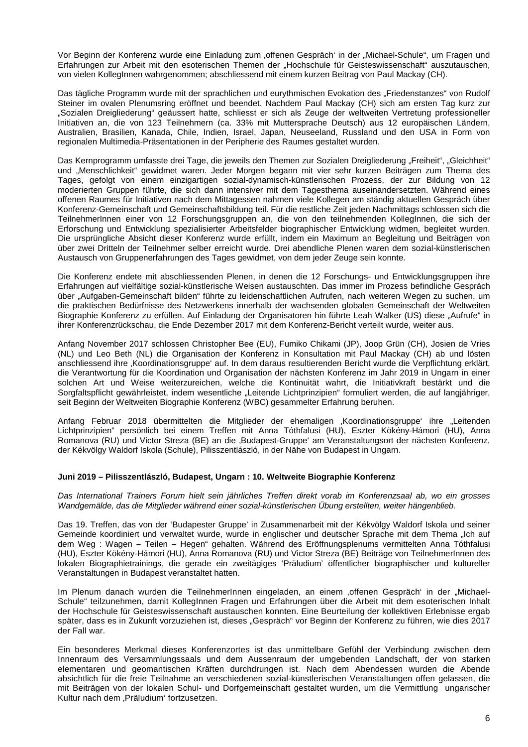Vor Beginn der Konferenz wurde eine Einladung zum ‚offenen Gespräch' in der „Michael-Schule", um Fragen und Erfahrungen zur Arbeit mit den esoterischen Themen der „Hochschule für Geisteswissenschaft" auszutauschen, von vielen KollegInnen wahrgenommen; abschliessend mit einem kurzen Beitrag von Paul Mackay (CH).

Das tägliche Programm wurde mit der sprachlichen und eurythmischen Evokation des „Friedenstanzes" von Rudolf Steiner im ovalen Plenumsring eröffnet und beendet. Nachdem Paul Mackay (CH) sich am ersten Tag kurz zur „Sozialen Dreigliederung" geäussert hatte, schliesst er sich als Zeuge der weltweiten Vertretung professioneller Initiativen an, die von 123 Teilnehmern (ca. 33% mit Muttersprache Deutsch) aus 12 europäischen Ländern, Australien, Brasilien, Kanada, Chile, Indien, Israel, Japan, Neuseeland, Russland und den USA in Form von regionalen Multimedia-Präsentationen in der Peripherie des Raumes gestaltet wurden.

Das Kernprogramm umfasste drei Tage, die jeweils den Themen zur Sozialen Dreigliederung „Freiheit", „Gleichheit" und „Menschlichkeit" gewidmet waren. Jeder Morgen begann mit vier sehr kurzen Beiträgen zum Thema des Tages, gefolgt von einem einzigartigen sozial-dynamisch-künstlerischen Prozess, der zur Bildung von 12 moderierten Gruppen führte, die sich dann intensiver mit dem Tagesthema auseinandersetzten. Während eines offenen Raumes für Initiativen nach dem Mittagessen nahmen viele Kollegen am ständig aktuellen Gespräch über Konferenz-Gemeinschaft und Gemeinschaftsbildung teil. Für die restliche Zeit jeden Nachmittags schlossen sich die TeilnehmerInnen einer von 12 Forschungsgruppen an, die von den teilnehmenden KollegInnen, die sich der Erforschung und Entwicklung spezialisierter Arbeitsfelder biographischer Entwicklung widmen, begleitet wurden. Die ursprüngliche Absicht dieser Konferenz wurde erfüllt, indem ein Maximum an Begleitung und Beiträgen von über zwei Dritteln der Teilnehmer selber erreicht wurde. Drei abendliche Plenen waren dem sozial-künstlerischen Austausch von Gruppenerfahrungen des Tages gewidmet, von dem jeder Zeuge sein konnte.

Die Konferenz endete mit abschliessenden Plenen, in denen die 12 Forschungs- und Entwicklungsgruppen ihre Erfahrungen auf vielfältige sozial-künstlerische Weisen austauschten. Das immer im Prozess befindliche Gespräch über „Aufgaben-Gemeinschaft bilden" führte zu leidenschaftlichen Aufrufen, nach weiteren Wegen zu suchen, um die praktischen Bedürfnisse des Netzwerkens innerhalb der wachsenden globalen Gemeinschaft der Weltweiten Biographie Konferenz zu erfüllen. Auf Einladung der Organisatoren hin führte Leah Walker (US) diese „Aufrufe" in ihrer Konferenzrückschau, die Ende Dezember 2017 mit dem Konferenz-Bericht verteilt wurde, weiter aus.

Anfang November 2017 schlossen Christopher Bee (EU), Fumiko Chikami (JP), Joop Grün (CH), Josien de Vries (NL) und Leo Beth (NL) die Organisation der Konferenz in Konsultation mit Paul Mackay (CH) ab und lösten anschliessend ihre ‚Koordinationsgruppe' auf. In dem daraus resultierenden Bericht wurde die Verpflichtung erklärt, die Verantwortung für die Koordination und Organisation der nächsten Konferenz im Jahr 2019 in Ungarn in einer solchen Art und Weise weiterzureichen, welche die Kontinuität wahrt, die Initiativkraft bestärkt und die Sorgfaltspflicht gewährleistet, indem wesentliche „Leitende Lichtprinzipien" formuliert werden, die auf langjähriger, seit Beginn der Weltweiten Biographie Konferenz (WBC) gesammelter Erfahrung beruhen.

Anfang Februar 2018 übermittelten die Mitglieder der ehemaligen ‚Koordinationsgruppe' ihre „Leitenden Lichtprinzipien" persönlich bei einem Treffen mit Anna Tóthfalusi (HU), Eszter Kökény-Hámori (HU), Anna Romanova (RU) und Victor Streza (BE) an die ‚Budapest-Gruppe' am Veranstaltungsort der nächsten Konferenz, der Kékvölgy Waldorf Iskola (Schule), Pilisszentlászló, in der Nähe von Budapest in Ungarn.

**Juni 2019 – Pilisszentlászló, Budapest, Ungarn : 10. Weltweite Biographie Konferenz**

*Das International Trainers Forum hielt sein jährliches Treffen direkt vorab im Konferenzsaal ab, wo ein grosses Wandgemälde, das die Mitglieder während einer sozial-künstlerischen Übung erstellten, weiter hängenblieb.*

Das 19. Treffen, das von der 'Budapester Gruppe' in Zusammenarbeit mit der Kékvölgy Waldorf Iskola und seiner Gemeinde koordiniert und verwaltet wurde, wurde in englischer und deutscher Sprache mit dem Thema „Ich auf dem Weg : Wagen **–** Teilen **–** Hegen" gehalten. Während des Eröffnungsplenums vermittelten Anna Tóthfalusi (HU), Eszter Kökény-Hámori (HU), Anna Romanova (RU) und Victor Streza (BE) Beiträge von TeilnehmerInnen des lokalen Biographietrainings, die gerade ein zweitägiges 'Präludium' öffentlicher biographischer und kultureller Veranstaltungen in Budapest veranstaltet hatten.

Im Plenum danach wurden die TeilnehmerInnen eingeladen, an einem ‚offenen Gespräch' in der „Michael-Schule" teilzunehmen, damit KollegInnen Fragen und Erfahrungen über die Arbeit mit dem esoterischen Inhalt der Hochschule für Geisteswissenschaft austauschen konnten. Eine Beurteilung der kollektiven Erlebnisse ergab später, dass es in Zukunft vorzuziehen ist, dieses „Gespräch" vor Beginn der Konferenz zu führen, wie dies 2017 der Fall war.

Ein besonderes Merkmal dieses Konferenzortes ist das unmittelbare Gefühl der Verbindung zwischen dem Innenraum des Versammlungssaals und dem Aussenraum der umgebenden Landschaft, der von starken elementaren und geomantischen Kräften durchdrungen ist. Nach dem Abendessen wurden die Abende absichtlich für die freie Teilnahme an verschiedenen sozial-künstlerischen Veranstaltungen offen gelassen, die mit Beiträgen von der lokalen Schul- und Dorfgemeinschaft gestaltet wurden, um die Vermittlung ungarischer Kultur nach dem ‚Präludium' fortzusetzen.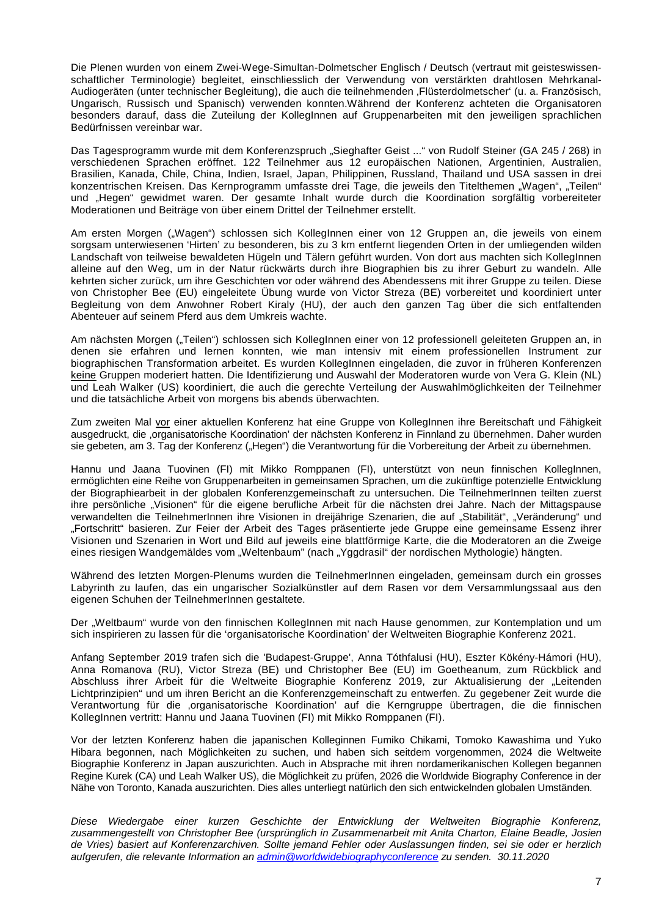Die Plenen wurden von einem Zwei-Wege-Simultan-Dolmetscher Englisch / Deutsch (vertraut mit geisteswissenschaftlicher Terminologie) begleitet, einschliesslich der Verwendung von verstärkten drahtlosen Mehrkanal-Audiogeräten (unter technischer Begleitung), die auch die teilnehmenden ‚Flüsterdolmetscher' (u. a. Französisch, Ungarisch, Russisch und Spanisch) verwenden konnten.Während der Konferenz achteten die Organisatoren besonders darauf, dass die Zuteilung der KollegInnen auf Gruppenarbeiten mit den jeweiligen sprachlichen Bedürfnissen vereinbar war.

Das Tagesprogramm wurde mit dem Konferenzspruch „Sieghafter Geist ..." von Rudolf Steiner (GA 245 / 268) in verschiedenen Sprachen eröffnet. 122 Teilnehmer aus 12 europäischen Nationen, Argentinien, Australien, Brasilien, Kanada, Chile, China, Indien, Israel, Japan, Philippinen, Russland, Thailand und USA sassen in drei konzentrischen Kreisen. Das Kernprogramm umfasste drei Tage, die jeweils den Titelthemen „Wagen", „Teilen" und „Hegen" gewidmet waren. Der gesamte Inhalt wurde durch die Koordination sorgfältig vorbereiteter Moderationen und Beiträge von über einem Drittel der Teilnehmer erstellt.

Am ersten Morgen („Wagen") schlossen sich KollegInnen einer von 12 Gruppen an, die jeweils von einem sorgsam unterwiesenen 'Hirten' zu besonderen, bis zu 3 km entfernt liegenden Orten in der umliegenden wilden Landschaft von teilweise bewaldeten Hügeln und Tälern geführt wurden. Von dort aus machten sich KollegInnen alleine auf den Weg, um in der Natur rückwärts durch ihre Biographien bis zu ihrer Geburt zu wandeln. Alle kehrten sicher zurück, um ihre Geschichten vor oder während des Abendessens mit ihrer Gruppe zu teilen. Diese von Christopher Bee (EU) eingeleitete Übung wurde von Victor Streza (BE) vorbereitet und koordiniert unter Begleitung von dem Anwohner Robert Kiraly (HU), der auch den ganzen Tag über die sich entfaltenden Abenteuer auf seinem Pferd aus dem Umkreis wachte.

Am nächsten Morgen („Teilen") schlossen sich KollegInnen einer von 12 professionell geleiteten Gruppen an, in denen sie erfahren und lernen konnten, wie man intensiv mit einem professionellen Instrument zur biographischen Transformation arbeitet. Es wurden KollegInnen eingeladen, die zuvor in früheren Konferenzen <u>keine</u> Gruppen moderiert hatten. Die Identifizierung und Auswahl der Moderatoren wurde von Vera G. Klein (NL) und Leah Walker (US) koordiniert, die auch die gerechte Verteilung der Auswahlmöglichkeiten der Teilnehmer und die tatsächliche Arbeit von morgens bis abends überwachten.

Zum zweiten Mal <u>vor</u> einer aktuellen Konferenz hat eine Gruppe von KollegInnen ihre Bereitschaft und Fähigkeit ausgedruckt, die ‚organisatorische Koordination' der nächsten Konferenz in Finnland zu übernehmen. Daher wurden sie gebeten, am 3. Tag der Konferenz („Hegen") die Verantwortung für die Vorbereitung der Arbeit zu übernehmen.

Hannu und Jaana Tuovinen (FI) mit Mikko Romppanen (FI), unterstützt von neun finnischen KollegInnen, ermöglichten eine Reihe von Gruppenarbeiten in gemeinsamen Sprachen, um die zukünftige potenzielle Entwicklung der Biographiearbeit in der globalen Konferenzgemeinschaft zu untersuchen. Die TeilnehmerInnen teilten zuerst ihre persönliche „Visionen" für die eigene berufliche Arbeit für die nächsten drei Jahre. Nach der Mittagspause verwandelten die TeilnehmerInnen ihre Visionen in dreijährige Szenarien, die auf „Stabilität", „Veränderung" und „Fortschritt" basieren. Zur Feier der Arbeit des Tages präsentierte jede Gruppe eine gemeinsame Essenz ihrer Visionen und Szenarien in Wort und Bild auf jeweils eine blattförmige Karte, die die Moderatoren an die Zweige eines riesigen Wandgemäldes vom „Weltenbaum" (nach „Yggdrasil" der nordischen Mythologie) hängten.

Während des letzten Morgen-Plenums wurden die TeilnehmerInnen eingeladen, gemeinsam durch ein grosses Labyrinth zu laufen, das ein ungarischer Sozialkünstler auf dem Rasen vor dem Versammlungssaal aus den eigenen Schuhen der TeilnehmerInnen gestaltete.

Der „Weltbaum" wurde von den finnischen KollegInnen mit nach Hause genommen, zur Kontemplation und um sich inspirieren zu lassen für die 'organisatorische Koordination' der Weltweiten Biographie Konferenz 2021.

Anfang September 2019 trafen sich die 'Budapest-Gruppe', Anna Tóthfalusi (HU), Eszter Kökény-Hámori (HU), Anna Romanova (RU), Victor Streza (BE) und Christopher Bee (EU) im Goetheanum, zum Rückblick und Abschluss ihrer Arbeit für die Weltweite Biographie Konferenz 2019, zur Aktualisierung der „Leitenden Lichtprinzipien" und um ihren Bericht an die Konferenzgemeinschaft zu entwerfen. Zu gegebener Zeit wurde die Verantwortung für die ‚organisatorische Koordination' auf die Kerngruppe übertragen, die die finnischen KollegInnen vertritt: Hannu und Jaana Tuovinen (FI) mit Mikko Romppanen (FI).

Vor der letzten Konferenz haben die japanischen Kolleginnen Fumiko Chikami, Tomoko Kawashima und Yuko Hibara begonnen, nach Möglichkeiten zu suchen, und haben sich seitdem vorgenommen, 2024 die Weltweite Biographie Konferenz in Japan auszurichten. Auch in Absprache mit ihren nordamerikanischen Kollegen begannen Regine Kurek (CA) und Leah Walker US), die Möglichkeit zu prüfen, 2026 die Worldwide Biography Conference in der Nähe von Toronto, Kanada auszurichten. Dies alles unterliegt natürlich den sich entwickelnden globalen Umständen.

*Diese Wiedergabe einer kurzen Geschichte der Entwicklung der Weltweiten Biographie Konferenz, zusammengestellt von Christopher Bee (ursprünglich in Zusammenarbeit mit Anita Charton, Elaine Beadle, Josien de Vries) basiert auf Konferenzarchiven. Sollte jemand Fehler oder Auslassungen finden, sei sie oder er herzlich aufgerufen, die relevante Information an admin@worldwidebiographyconference zu senden. 30.11.2020*